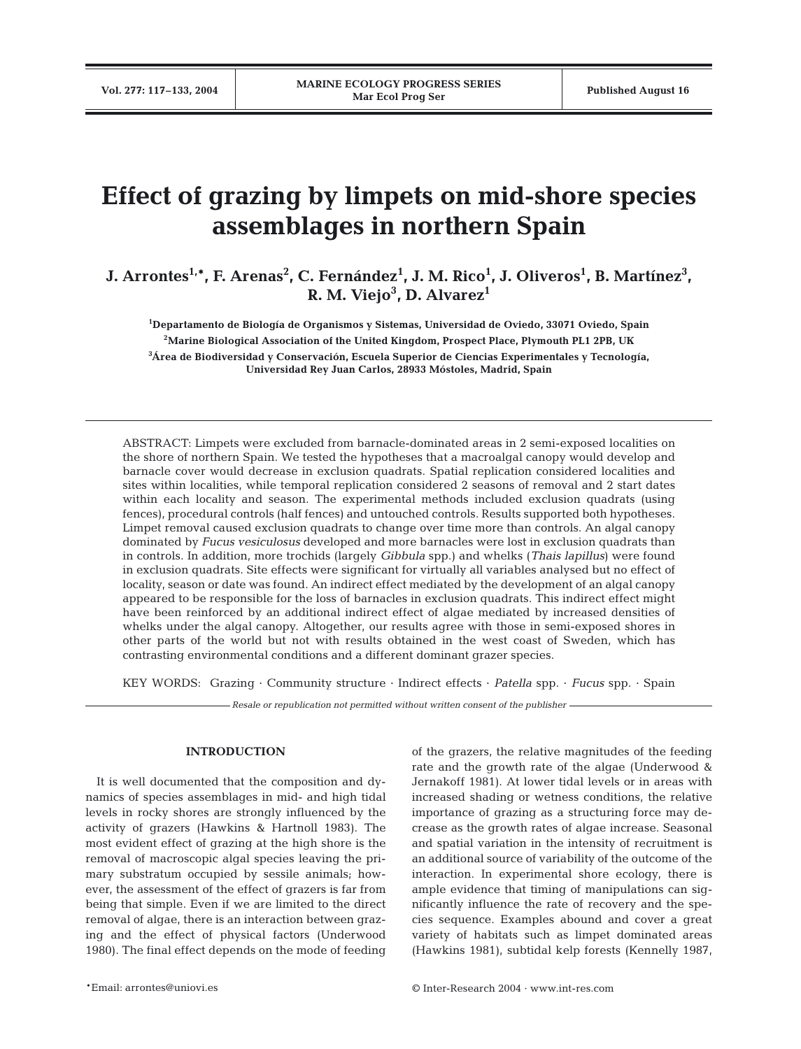# Effect of grazing by limpets on mid-shore species assemblages in northern Spain

**J. Arrontes[1,*], F. Arenas[2], C. Fernández[1], J. M. Rico[1], J. Oliveros[1], B. Martínez[3], R. M. Viejo[3], D. Alvarez[1]**

[1]Departamento de Biología de Organismos y Sistemas, Universidad de Oviedo, 33071 Oviedo, Spain

[2]Marine Biological Association of the United Kingdom, Prospect Place, Plymouth PL1 2PB, UK

[3]Área de Biodiversidad y Conservación, Escuela Superior de Ciencias Experimentales y Tecnología, Universidad Rey Juan Carlos, 28933 Móstoles, Madrid, Spain

ABSTRACT: Limpets were excluded from barnacle-dominated areas in 2 semi-exposed localities on the shore of northern Spain. We tested the hypotheses that a macroalgal canopy would develop and barnacle cover would decrease in exclusion quadrats. Spatial replication considered localities and sites within localities, while temporal replication considered 2 seasons of removal and 2 start dates within each locality and season. The experimental methods included exclusion quadrats (using fences), procedural controls (half fences) and untouched controls. Results supported both hypotheses. Limpet removal caused exclusion quadrats to change over time more than controls. An algal canopy dominated by *Fucus vesiculosus* developed and more barnacles were lost in exclusion quadrats than in controls. In addition, more trochids (largely *Gibbula* spp.) and whelks (*Thais lapillus*) were found in exclusion quadrats. Site effects were significant for virtually all variables analysed but no effect of locality, season or date was found. An indirect effect mediated by the development of an algal canopy appeared to be responsible for the loss of barnacles in exclusion quadrats. This indirect effect might have been reinforced by an additional indirect effect of algae mediated by increased densities of whelks under the algal canopy. Altogether, our results agree with those in semi-exposed shores in other parts of the world but not with results obtained in the west coast of Sweden, which has contrasting environmental conditions and a different dominant grazer species.

KEY WORDS: Grazing · Community structure · Indirect effects · *Patella* spp. · *Fucus* spp. · Spain

*Resale or republication not permitted without written consent of the publisher*

## INTRODUCTION

It is well documented that the composition and dynamics of species assemblages in mid- and high tidal levels in rocky shores are strongly influenced by the activity of grazers (Hawkins & Hartnoll 1983). The most evident effect of grazing at the high shore is the removal of macroscopic algal species leaving the primary substratum occupied by sessile animals; however, the assessment of the effect of grazers is far from being that simple. Even if we are limited to the direct removal of algae, there is an interaction between grazing and the effect of physical factors (Underwood 1980). The final effect depends on the mode of feeding of the grazers, the relative magnitudes of the feeding rate and the growth rate of the algae (Underwood & Jernakoff 1981). At lower tidal levels or in areas with increased shading or wetness conditions, the relative importance of grazing as a structuring force may decrease as the growth rates of algae increase. Seasonal and spatial variation in the intensity of recruitment is an additional source of variability of the outcome of the interaction. In experimental shore ecology, there is ample evidence that timing of manipulations can significantly influence the rate of recovery and the species sequence. Examples abound and cover a great variety of habitats such as limpet dominated areas (Hawkins 1981), subtidal kelp forests (Kennelly 1987,

*Email: arrontes@uniovi.es

© Inter-Research 2004 · www.int-res.com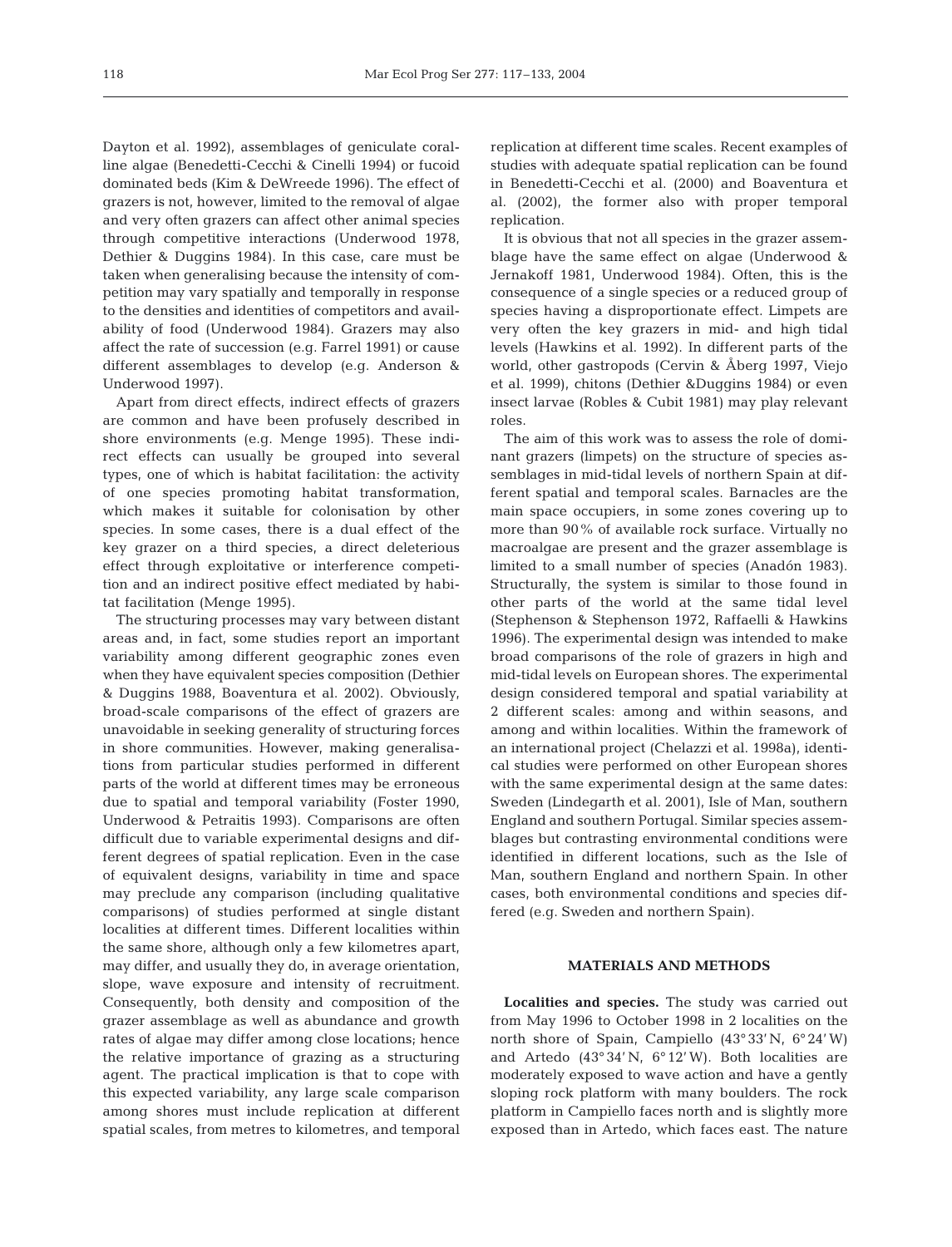Dayton et al. 1992), assemblages of geniculate coralline algae (Benedetti-Cecchi & Cinelli 1994) or fucoid dominated beds (Kim & DeWreede 1996). The effect of grazers is not, however, limited to the removal of algae and very often grazers can affect other animal species through competitive interactions (Underwood 1978, Dethier & Duggins 1984). In this case, care must be taken when generalising because the intensity of competition may vary spatially and temporally in response to the densities and identities of competitors and availability of food (Underwood 1984). Grazers may also affect the rate of succession (e.g. Farrel 1991) or cause different assemblages to develop (e.g. Anderson & Underwood 1997).

Apart from direct effects, indirect effects of grazers are common and have been profusely described in shore environments (e.g. Menge 1995). These indirect effects can usually be grouped into several types, one of which is habitat facilitation: the activity of one species promoting habitat transformation, which makes it suitable for colonisation by other species. In some cases, there is a dual effect of the key grazer on a third species, a direct deleterious effect through exploitative or interference competition and an indirect positive effect mediated by habitat facilitation (Menge 1995).

The structuring processes may vary between distant areas and, in fact, some studies report an important variability among different geographic zones even when they have equivalent species composition (Dethier & Duggins 1988, Boaventura et al. 2002). Obviously, broad-scale comparisons of the effect of grazers are unavoidable in seeking generality of structuring forces in shore communities. However, making generalisations from particular studies performed in different parts of the world at different times may be erroneous due to spatial and temporal variability (Foster 1990, Underwood & Petraitis 1993). Comparisons are often difficult due to variable experimental designs and different degrees of spatial replication. Even in the case of equivalent designs, variability in time and space may preclude any comparison (including qualitative comparisons) of studies performed at single distant localities at different times. Different localities within the same shore, although only a few kilometres apart, may differ, and usually they do, in average orientation, slope, wave exposure and intensity of recruitment. Consequently, both density and composition of the grazer assemblage as well as abundance and growth rates of algae may differ among close locations; hence the relative importance of grazing as a structuring agent. The practical implication is that to cope with this expected variability, any large scale comparison among shores must include replication at different spatial scales, from metres to kilometres, and temporal replication at different time scales. Recent examples of studies with adequate spatial replication can be found in Benedetti-Cecchi et al. (2000) and Boaventura et al. (2002), the former also with proper temporal replication.

It is obvious that not all species in the grazer assemblage have the same effect on algae (Underwood & Jernakoff 1981, Underwood 1984). Often, this is the consequence of a single species or a reduced group of species having a disproportionate effect. Limpets are very often the key grazers in mid- and high tidal levels (Hawkins et al. 1992). In different parts of the world, other gastropods (Cervin & Åberg 1997, Viejo et al. 1999), chitons (Dethier &Duggins 1984) or even insect larvae (Robles & Cubit 1981) may play relevant roles.

The aim of this work was to assess the role of dominant grazers (limpets) on the structure of species assemblages in mid-tidal levels of northern Spain at different spatial and temporal scales. Barnacles are the main space occupiers, in some zones covering up to more than 90% of available rock surface. Virtually no macroalgae are present and the grazer assemblage is limited to a small number of species (Anadón 1983). Structurally, the system is similar to those found in other parts of the world at the same tidal level (Stephenson & Stephenson 1972, Raffaelli & Hawkins 1996). The experimental design was intended to make broad comparisons of the role of grazers in high and mid-tidal levels on European shores. The experimental design considered temporal and spatial variability at 2 different scales: among and within seasons, and among and within localities. Within the framework of an international project (Chelazzi et al. 1998a), identical studies were performed on other European shores with the same experimental design at the same dates: Sweden (Lindegarth et al. 2001), Isle of Man, southern England and southern Portugal. Similar species assemblages but contrasting environmental conditions were identified in different locations, such as the Isle of Man, southern England and northern Spain. In other cases, both environmental conditions and species differed (e.g. Sweden and northern Spain).

## MATERIALS AND METHODS

**Localities and species.** The study was carried out from May 1996 to October 1998 in 2 localities on the north shore of Spain, Campiello (43° 33' N, 6° 24' W) and Artedo (43° 34' N, 6° 12' W). Both localities are moderately exposed to wave action and have a gently sloping rock platform with many boulders. The rock platform in Campiello faces north and is slightly more exposed than in Artedo, which faces east. The nature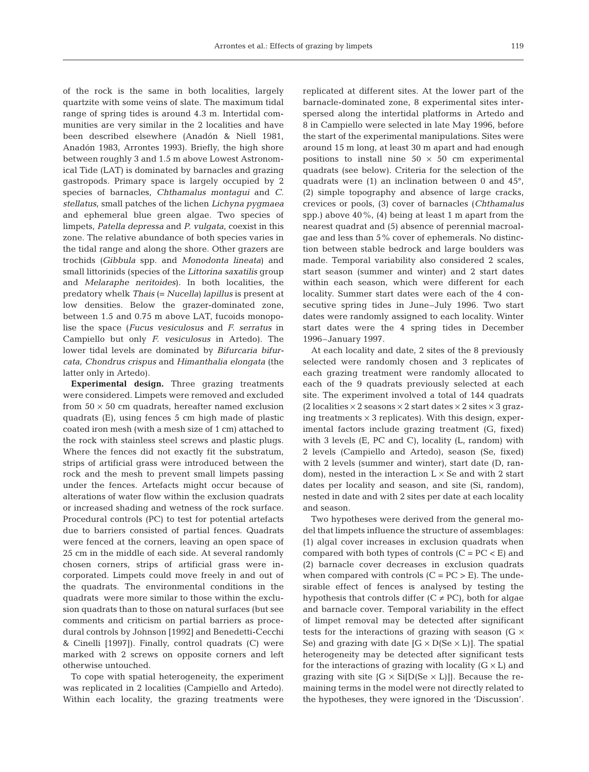of the rock is the same in both localities, largely quartzite with some veins of slate. The maximum tidal range of spring tides is around 4.3 m. Intertidal communities are very similar in the 2 localities and have been described elsewhere (Anadón & Niell 1981, Anadón 1983, Arrontes 1993). Briefly, the high shore between roughly 3 and 1.5 m above Lowest Astronomical Tide (LAT) is dominated by barnacles and grazing gastropods. Primary space is largely occupied by 2 species of barnacles, *Chthamalus montagui* and *C. stellatus*, small patches of the lichen *Lichyna pygmaea* and ephemeral blue green algae. Two species of limpets, *Patella depressa* and *P. vulgata*, coexist in this zone. The relative abundance of both species varies in the tidal range and along the shore. Other grazers are trochids (*Gibbula* spp. and *Monodonta lineata*) and small littorinids (species of the *Littorina saxatilis* group and *Melaraphe neritoides*). In both localities, the predatory whelk *Thais* (= *Nucella*) *lapillus* is present at low densities. Below the grazer-dominated zone, between 1.5 and 0.75 m above LAT, fucoids monopolise the space (*Fucus vesiculosus* and *F. serratus* in Campiello but only *F. vesiculosus* in Artedo). The lower tidal levels are dominated by *Bifurcaria bifurcata*, *Chondrus crispus* and *Himanthalia elongata* (the latter only in Artedo).

**Experimental design.** Three grazing treatments were considered. Limpets were removed and excluded from 50 × 50 cm quadrats, hereafter named exclusion quadrats (E), using fences 5 cm high made of plastic coated iron mesh (with a mesh size of 1 cm) attached to the rock with stainless steel screws and plastic plugs. Where the fences did not exactly fit the substratum, strips of artificial grass were introduced between the rock and the mesh to prevent small limpets passing under the fences. Artefacts might occur because of alterations of water flow within the exclusion quadrats or increased shading and wetness of the rock surface. Procedural controls (PC) to test for potential artefacts due to barriers consisted of partial fences. Quadrats were fenced at the corners, leaving an open space of 25 cm in the middle of each side. At several randomly chosen corners, strips of artificial grass were incorporated. Limpets could move freely in and out of the quadrats. The environmental conditions in the quadrats were more similar to those within the exclusion quadrats than to those on natural surfaces (but see comments and criticism on partial barriers as procedural controls by Johnson [1992] and Benedetti-Cecchi & Cinelli [1997]). Finally, control quadrats (C) were marked with 2 screws on opposite corners and left otherwise untouched.

To cope with spatial heterogeneity, the experiment was replicated in 2 localities (Campiello and Artedo). Within each locality, the grazing treatments were replicated at different sites. At the lower part of the barnacle-dominated zone, 8 experimental sites interspersed along the intertidal platforms in Artedo and 8 in Campiello were selected in late May 1996, before the start of the experimental manipulations. Sites were around 15 m long, at least 30 m apart and had enough positions to install nine 50 × 50 cm experimental quadrats (see below). Criteria for the selection of the quadrats were (1) an inclination between 0 and 45°, (2) simple topography and absence of large cracks, crevices or pools, (3) cover of barnacles (*Chthamalus* spp.) above 40%, (4) being at least 1 m apart from the nearest quadrat and (5) absence of perennial macroalgae and less than 5% cover of ephemerals. No distinction between stable bedrock and large boulders was made. Temporal variability also considered 2 scales, start season (summer and winter) and 2 start dates within each season, which were different for each locality. Summer start dates were each of the 4 consecutive spring tides in June–July 1996. Two start dates were randomly assigned to each locality. Winter start dates were the 4 spring tides in December 1996–January 1997.

At each locality and date, 2 sites of the 8 previously selected were randomly chosen and 3 replicates of each grazing treatment were randomly allocated to each of the 9 quadrats previously selected at each site. The experiment involved a total of 144 quadrats (2 localities × 2 seasons × 2 start dates × 2 sites × 3 grazing treatments × 3 replicates). With this design, experimental factors include grazing treatment (G, fixed) with 3 levels (E, PC and C), locality (L, random) with 2 levels (Campiello and Artedo), season (Se, fixed) with 2 levels (summer and winter), start date (D, random), nested in the interaction L × Se and with 2 start dates per locality and season, and site (Si, random), nested in date and with 2 sites per date at each locality and season.

Two hypotheses were derived from the general model that limpets influence the structure of assemblages: (1) algal cover increases in exclusion quadrats when compared with both types of controls (C = PC < E) and (2) barnacle cover decreases in exclusion quadrats when compared with controls (C = PC > E). The undesirable effect of fences is analysed by testing the hypothesis that controls differ (C ≠ PC), both for algae and barnacle cover. Temporal variability in the effect of limpet removal may be detected after significant tests for the interactions of grazing with season (G × Se) and grazing with date [G × D(Se × L)]. The spatial heterogeneity may be detected after significant tests for the interactions of grazing with locality (G × L) and grazing with site {G × Si[D(Se × L)]}. Because the remaining terms in the model were not directly related to the hypotheses, they were ignored in the 'Discussion'.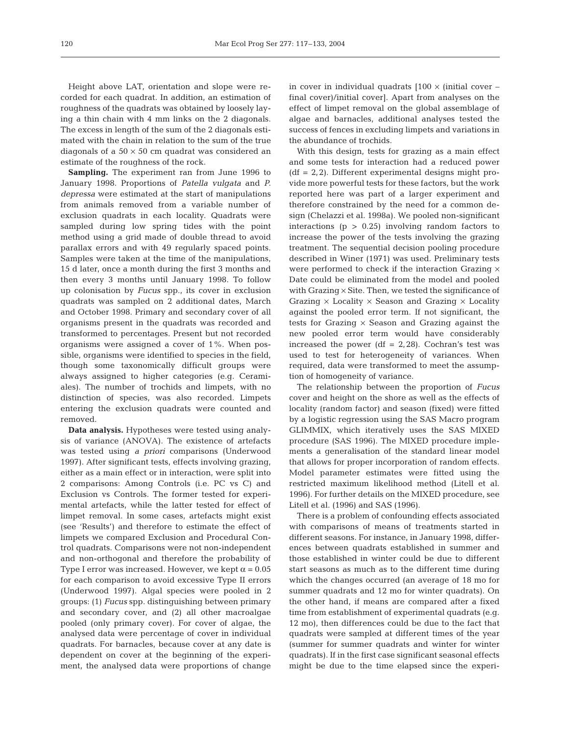Height above LAT, orientation and slope were recorded for each quadrat. In addition, an estimation of roughness of the quadrats was obtained by loosely laying a thin chain with 4 mm links on the 2 diagonals. The excess in length of the sum of the 2 diagonals estimated with the chain in relation to the sum of the true diagonals of a 50 × 50 cm quadrat was considered an estimate of the roughness of the rock.

**Sampling.** The experiment ran from June 1996 to January 1998. Proportions of *Patella vulgata* and *P. depressa* were estimated at the start of manipulations from animals removed from a variable number of exclusion quadrats in each locality. Quadrats were sampled during low spring tides with the point method using a grid made of double thread to avoid parallax errors and with 49 regularly spaced points. Samples were taken at the time of the manipulations, 15 d later, once a month during the first 3 months and then every 3 months until January 1998. To follow up colonisation by *Fucus* spp., its cover in exclusion quadrats was sampled on 2 additional dates, March and October 1998. Primary and secondary cover of all organisms present in the quadrats was recorded and transformed to percentages. Present but not recorded organisms were assigned a cover of 1%. When possible, organisms were identified to species in the field, though some taxonomically difficult groups were always assigned to higher categories (e.g. Ceramiales). The number of trochids and limpets, with no distinction of species, was also recorded. Limpets entering the exclusion quadrats were counted and removed.

**Data analysis.** Hypotheses were tested using analysis of variance (ANOVA). The existence of artefacts was tested using *a priori* comparisons (Underwood 1997). After significant tests, effects involving grazing, either as a main effect or in interaction, were split into 2 comparisons: Among Controls (i.e. PC vs C) and Exclusion vs Controls. The former tested for experimental artefacts, while the latter tested for effect of limpet removal. In some cases, artefacts might exist (see 'Results') and therefore to estimate the effect of limpets we compared Exclusion and Procedural Control quadrats. Comparisons were not non-independent and non-orthogonal and therefore the probability of Type I error was increased. However, we kept $\alpha = 0.05$ for each comparison to avoid excessive Type II errors (Underwood 1997). Algal species were pooled in 2 groups: (1) *Fucus* spp. distinguishing between primary and secondary cover, and (2) all other macroalgae pooled (only primary cover). For cover of algae, the analysed data were percentage of cover in individual quadrats. For barnacles, because cover at any date is dependent on cover at the beginning of the experiment, the analysed data were proportions of change in cover in individual quadrats [100 × (initial cover – final cover)/initial cover]. Apart from analyses on the effect of limpet removal on the global assemblage of algae and barnacles, additional analyses tested the success of fences in excluding limpets and variations in the abundance of trochids.

With this design, tests for grazing as a main effect and some tests for interaction had a reduced power (df = 2,2). Different experimental designs might provide more powerful tests for these factors, but the work reported here was part of a larger experiment and therefore constrained by the need for a common design (Chelazzi et al. 1998a). We pooled non-significant interactions ($p > 0.25$) involving random factors to increase the power of the tests involving the grazing treatment. The sequential decision pooling procedure described in Winer (1971) was used. Preliminary tests were performed to check if the interaction Grazing × Date could be eliminated from the model and pooled with Grazing × Site. Then, we tested the significance of Grazing × Locality × Season and Grazing × Locality against the pooled error term. If not significant, the tests for Grazing × Season and Grazing against the new pooled error term would have considerably increased the power (df = 2,28). Cochran's test was used to test for heterogeneity of variances. When required, data were transformed to meet the assumption of homogeneity of variance.

The relationship between the proportion of *Fucus* cover and height on the shore as well as the effects of locality (random factor) and season (fixed) were fitted by a logistic regression using the SAS Macro program GLIMMIX, which iteratively uses the SAS MIXED procedure (SAS 1996). The MIXED procedure implements a generalisation of the standard linear model that allows for proper incorporation of random effects. Model parameter estimates were fitted using the restricted maximum likelihood method (Litell et al. 1996). For further details on the MIXED procedure, see Litell et al. (1996) and SAS (1996).

There is a problem of confounding effects associated with comparisons of means of treatments started in different seasons. For instance, in January 1998, differences between quadrats established in summer and those established in winter could be due to different start seasons as much as to the different time during which the changes occurred (an average of 18 mo for summer quadrats and 12 mo for winter quadrats). On the other hand, if means are compared after a fixed time from establishment of experimental quadrats (e.g. 12 mo), then differences could be due to the fact that quadrats were sampled at different times of the year (summer for summer quadrats and winter for winter quadrats). If in the first case significant seasonal effects might be due to the time elapsed since the experi-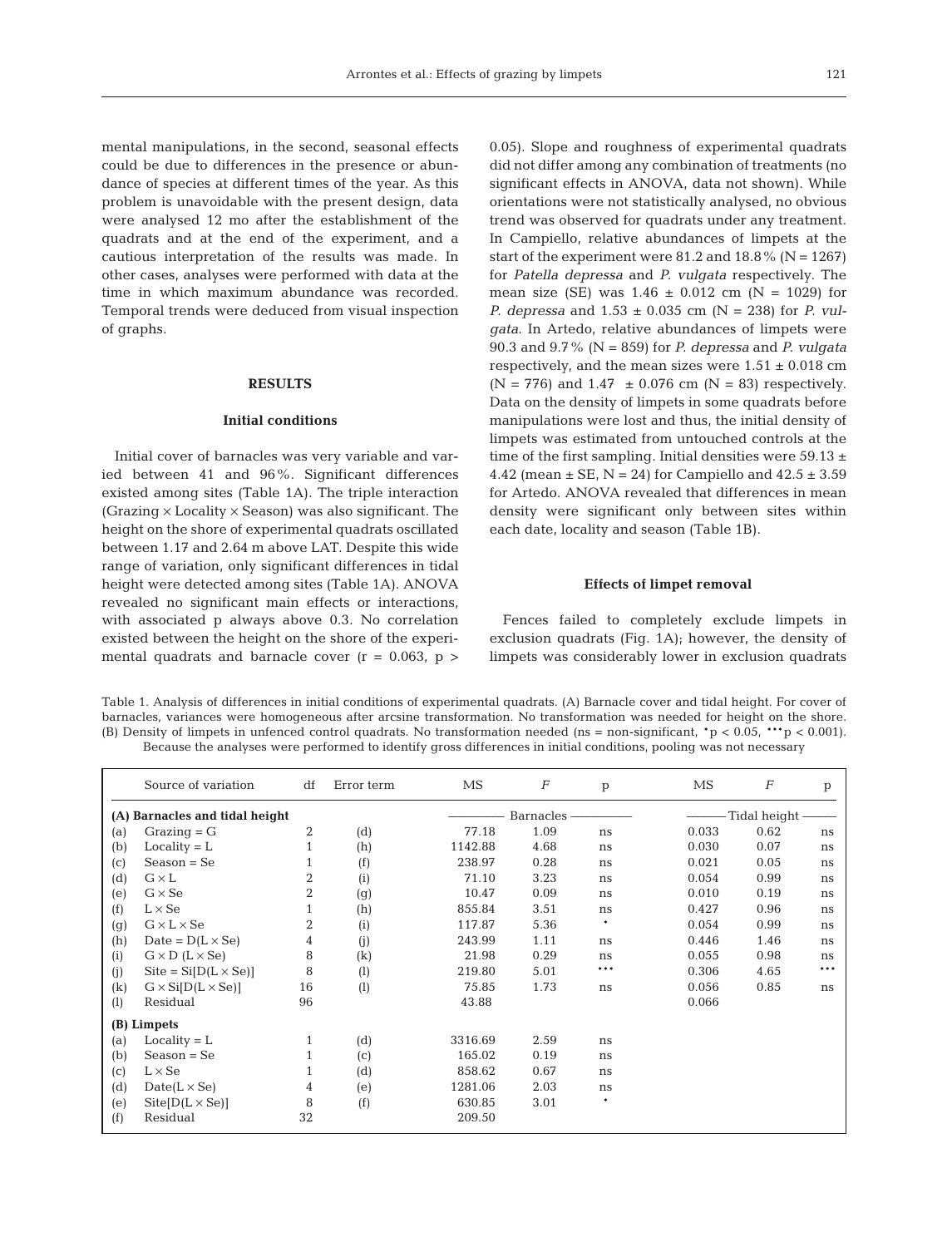mental manipulations, in the second, seasonal effects could be due to differences in the presence or abundance of species at different times of the year. As this problem is unavoidable with the present design, data were analysed 12 mo after the establishment of the quadrats and at the end of the experiment, and a cautious interpretation of the results was made. In other cases, analyses were performed with data at the time in which maximum abundance was recorded. Temporal trends were deduced from visual inspection of graphs.

## RESULTS

### Initial conditions

Initial cover of barnacles was very variable and varied between 41 and 96%. Significant differences existed among sites (Table 1A). The triple interaction (Grazing × Locality × Season) was also significant. The height on the shore of experimental quadrats oscillated between 1.17 and 2.64 m above LAT. Despite this wide range of variation, only significant differences in tidal height were detected among sites (Table 1A). ANOVA revealed no significant main effects or interactions, with associated p always above 0.3. No correlation existed between the height on the shore of the experimental quadrats and barnacle cover ($r = 0.063$, $p > 0.05$). Slope and roughness of experimental quadrats did not differ among any combination of treatments (no significant effects in ANOVA, data not shown). While orientations were not statistically analysed, no obvious trend was observed for quadrats under any treatment. In Campiello, relative abundances of limpets at the start of the experiment were 81.2 and 18.8% (N = 1267) for *Patella depressa* and *P. vulgata* respectively. The mean size (SE) was 1.46 ± 0.012 cm (N = 1029) for *P. depressa* and 1.53 ± 0.035 cm (N = 238) for *P. vulgata*. In Artedo, relative abundances of limpets were 90.3 and 9.7% (N = 859) for *P. depressa* and *P. vulgata* respectively, and the mean sizes were 1.51 ± 0.018 cm (N = 776) and 1.47 ± 0.076 cm (N = 83) respectively. Data on the density of limpets in some quadrats before manipulations were lost and thus, the initial density of limpets was estimated from untouched controls at the time of the first sampling. Initial densities were 59.13 ± 4.42 (mean ± SE, N = 24) for Campiello and 42.5 ± 3.59 for Artedo. ANOVA revealed that differences in mean density were significant only between sites within each date, locality and season (Table 1B).

### Effects of limpet removal

Fences failed to completely exclude limpets in exclusion quadrats (Fig. 1A); however, the density of limpets was considerably lower in exclusion quadrats

Table 1. Analysis of differences in initial conditions of experimental quadrats. (A) Barnacle cover and tidal height. For cover of barnacles, variances were homogeneous after arcsine transformation. No transformation was needed for height on the shore. (B) Density of limpets in unfenced control quadrats. No transformation needed (ns = non-significant, $^{*}p < 0.05$, $^{***}p < 0.001$). Because the analyses were performed to identify gross differences in initial conditions, pooling was not necessary

| | Source of variation | df | Error term | MS | $F$ | p | MS | $F$ | p |
|---|---|---|---|---|---|---|---|---|---|
| **(A) Barnacles and tidal height** | | | | Barnacles | | | Tidal height | | |
| (a) | Grazing = G | 2 | (d) | 77.18 | 1.09 | ns | 0.033 | 0.62 | ns |
| (b) | Locality = L | 1 | (h) | 1142.88 | 4.68 | ns | 0.030 | 0.07 | ns |
| (c) | Season = Se | 1 | (f) | 238.97 | 0.28 | ns | 0.021 | 0.05 | ns |
| (d) | G × L | 2 | (i) | 71.10 | 3.23 | ns | 0.054 | 0.99 | ns |
| (e) | G × Se | 2 | (g) | 10.47 | 0.09 | ns | 0.010 | 0.19 | ns |
| (f) | L × Se | 1 | (h) | 855.84 | 3.51 | ns | 0.427 | 0.96 | ns |
| (g) | G × L × Se | 2 | (i) | 117.87 | 5.36 | * | 0.054 | 0.99 | ns |
| (h) | Date = D(L × Se) | 4 | (j) | 243.99 | 1.11 | ns | 0.446 | 1.46 | ns |
| (i) | G × D (L × Se) | 8 | (k) | 21.98 | 0.29 | ns | 0.055 | 0.98 | ns |
| (j) | Site = Si[D(L × Se)] | 8 | (l) | 219.80 | 5.01 | *** | 0.306 | 4.65 | *** |
| (k) | G × Si[D(L × Se)] | 16 | (l) | 75.85 | 1.73 | ns | 0.056 | 0.85 | ns |
| (l) | Residual | 96 | | 43.88 | | | 0.066 | | |
| **(B) Limpets** | | | | | | | | | |
| (a) | Locality = L | 1 | (d) | 3316.69 | 2.59 | ns | | | |
| (b) | Season = Se | 1 | (c) | 165.02 | 0.19 | ns | | | |
| (c) | L × Se | 1 | (d) | 858.62 | 0.67 | ns | | | |
| (d) | Date(L × Se) | 4 | (e) | 1281.06 | 2.03 | ns | | | |
| (e) | Site[D(L × Se)] | 8 | (f) | 630.85 | 3.01 | * | | | |
| (f) | Residual | 32 | | 209.50 | | | | | |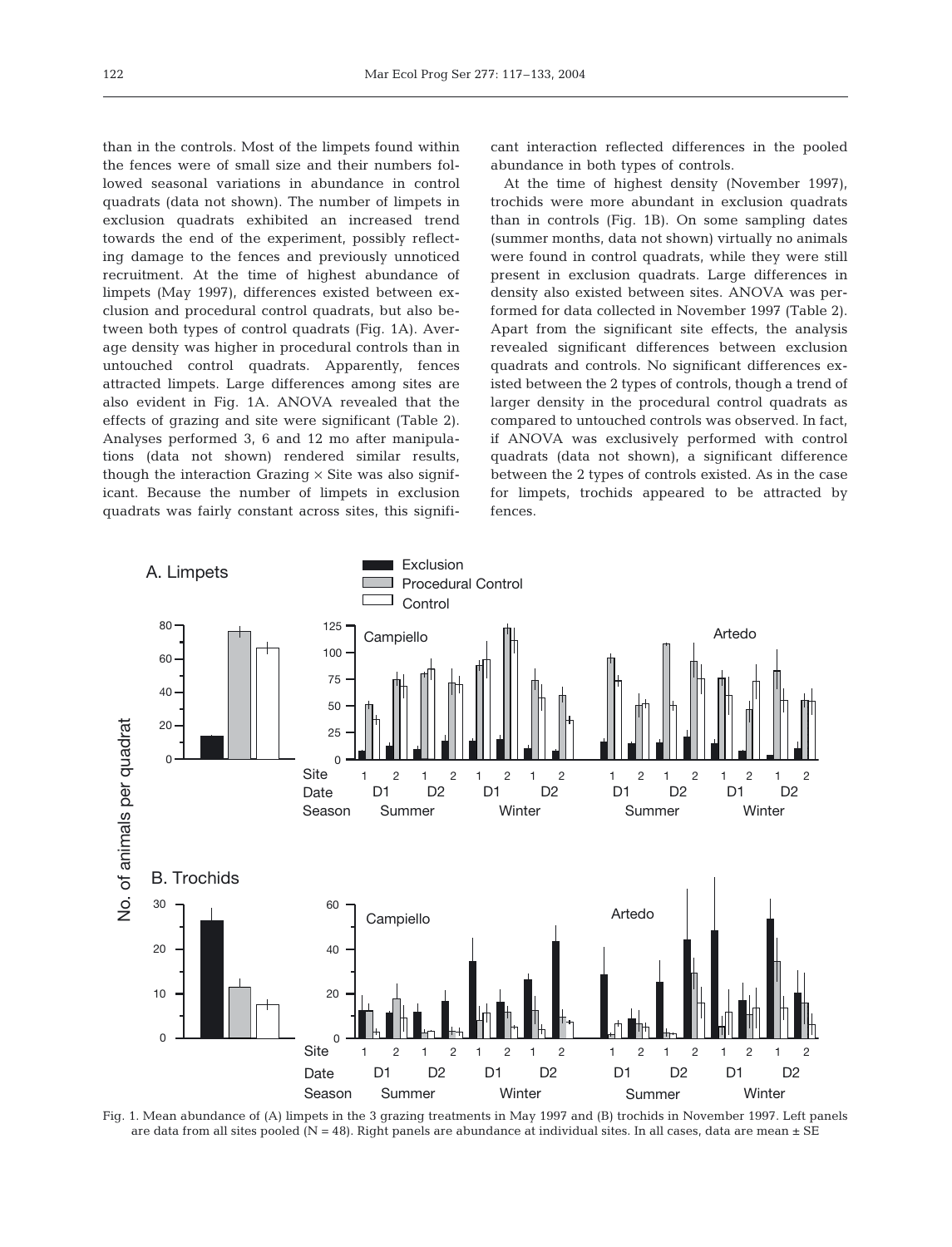than in the controls. Most of the limpets found within the fences were of small size and their numbers followed seasonal variations in abundance in control quadrats (data not shown). The number of limpets in exclusion quadrats exhibited an increased trend towards the end of the experiment, possibly reflecting damage to the fences and previously unnoticed recruitment. At the time of highest abundance of limpets (May 1997), differences existed between exclusion and procedural control quadrats, but also between both types of control quadrats (Fig. 1A). Average density was higher in procedural controls than in untouched control quadrats. Apparently, fences attracted limpets. Large differences among sites are also evident in Fig. 1A. ANOVA revealed that the effects of grazing and site were significant (Table 2). Analyses performed 3, 6 and 12 mo after manipulations (data not shown) rendered similar results, though the interaction Grazing × Site was also significant. Because the number of limpets in exclusion quadrats was fairly constant across sites, this significant interaction reflected differences in the pooled abundance in both types of controls.

At the time of highest density (November 1997), trochids were more abundant in exclusion quadrats than in controls (Fig. 1B). On some sampling dates (summer months, data not shown) virtually no animals were found in control quadrats, while they were still present in exclusion quadrats. Large differences in density also existed between sites. ANOVA was performed for data collected in November 1997 (Table 2). Apart from the significant site effects, the analysis revealed significant differences between exclusion quadrats and controls. No significant differences existed between the 2 types of controls, though a trend of larger density in the procedural control quadrats as compared to untouched controls was observed. In fact, if ANOVA was exclusively performed with control quadrats (data not shown), a significant difference between the 2 types of controls existed. As in the case for limpets, trochids appeared to be attracted by fences.

Fig. 1. Mean abundance of (A) limpets in the 3 grazing treatments in May 1997 and (B) trochids in November 1997. Left panels are data from all sites pooled (N = 48). Right panels are abundance at individual sites. In all cases, data are mean ± SE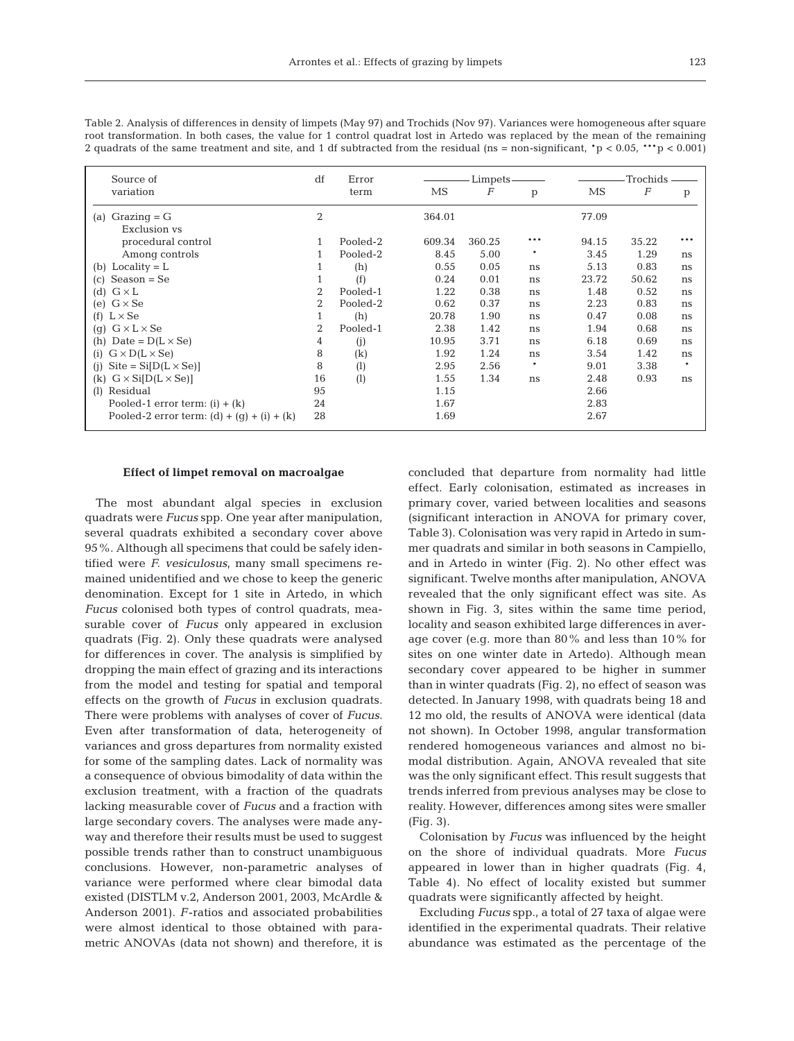Table 2. Analysis of differences in density of limpets (May 97) and Trochids (Nov 97). Variances were homogeneous after square root transformation. In both cases, the value for 1 control quadrat lost in Artedo was replaced by the mean of the remaining 2 quadrats of the same treatment and site, and 1 df subtracted from the residual (ns = non-significant, * $p < 0.05$, *** $p < 0.001$)

| Source of variation | df | Error term | Limpets | | | Trochids | | |
|---|---|---|---|---|---|---|---|---|
| | | | MS | $F$ | p | MS | $F$ | p |
| (a) Grazing = G | 2 | | 364.01 | | | 77.09 | | |
| Exclusion vs procedural control | 1 | Pooled-2 | 609.34 | 360.25 | *** | 94.15 | 35.22 | *** |
| Among controls | 1 | Pooled-2 | 8.45 | 5.00 | * | 3.45 | 1.29 | ns |
| (b) Locality = L | 1 | (h) | 0.55 | 0.05 | ns | 5.13 | 0.83 | ns |
| (c) Season = Se | 1 | (f) | 0.24 | 0.01 | ns | 23.72 | 50.62 | ns |
| (d) G × L | 2 | Pooled-1 | 1.22 | 0.38 | ns | 1.48 | 0.52 | ns |
| (e) G × Se | 2 | Pooled-2 | 0.62 | 0.37 | ns | 2.23 | 0.83 | ns |
| (f) L × Se | 1 | (h) | 20.78 | 1.90 | ns | 0.47 | 0.08 | ns |
| (g) G × L × Se | 2 | Pooled-1 | 2.38 | 1.42 | ns | 1.94 | 0.68 | ns |
| (h) Date = D(L × Se) | 4 | (j) | 10.95 | 3.71 | ns | 6.18 | 0.69 | ns |
| (i) G × D(L × Se) | 8 | (k) | 1.92 | 1.24 | ns | 3.54 | 1.42 | ns |
| (j) Site = Si[D(L × Se)] | 8 | (l) | 2.95 | 2.56 | * | 9.01 | 3.38 | * |
| (k) G × Si[D(L × Se)] | 16 | (l) | 1.55 | 1.34 | ns | 2.48 | 0.93 | ns |
| (l) Residual | 95 | | 1.15 | | | 2.66 | | |
| Pooled-1 error term: (i) + (k) | 24 | | 1.67 | | | 2.83 | | |
| Pooled-2 error term: (d) + (g) + (i) + (k) | 28 | | 1.69 | | | 2.67 | | |

### Effect of limpet removal on macroalgae

The most abundant algal species in exclusion quadrats were *Fucus* spp. One year after manipulation, several quadrats exhibited a secondary cover above 95%. Although all specimens that could be safely identified were *F. vesiculosus*, many small specimens remained unidentified and we chose to keep the generic denomination. Except for 1 site in Artedo, in which *Fucus* colonised both types of control quadrats, measurable cover of *Fucus* only appeared in exclusion quadrats (Fig. 2). Only these quadrats were analysed for differences in cover. The analysis is simplified by dropping the main effect of grazing and its interactions from the model and testing for spatial and temporal effects on the growth of *Fucus* in exclusion quadrats. There were problems with analyses of cover of *Fucus*. Even after transformation of data, heterogeneity of variances and gross departures from normality existed for some of the sampling dates. Lack of normality was a consequence of obvious bimodality of data within the exclusion treatment, with a fraction of the quadrats lacking measurable cover of *Fucus* and a fraction with large secondary covers. The analyses were made anyway and therefore their results must be used to suggest possible trends rather than to construct unambiguous conclusions. However, non-parametric analyses of variance were performed where clear bimodal data existed (DISTLM v.2, Anderson 2001, 2003, McArdle & Anderson 2001). $F$-ratios and associated probabilities were almost identical to those obtained with parametric ANOVAs (data not shown) and therefore, it is concluded that departure from normality had little effect. Early colonisation, estimated as increases in primary cover, varied between localities and seasons (significant interaction in ANOVA for primary cover, Table 3). Colonisation was very rapid in Artedo in summer quadrats and similar in both seasons in Campiello, and in Artedo in winter (Fig. 2). No other effect was significant. Twelve months after manipulation, ANOVA revealed that the only significant effect was site. As shown in Fig. 3, sites within the same time period, locality and season exhibited large differences in average cover (e.g. more than 80% and less than 10% for sites on one winter date in Artedo). Although mean secondary cover appeared to be higher in summer than in winter quadrats (Fig. 2), no effect of season was detected. In January 1998, with quadrats being 18 and 12 mo old, the results of ANOVA were identical (data not shown). In October 1998, angular transformation rendered homogeneous variances and almost no bimodal distribution. Again, ANOVA revealed that site was the only significant effect. This result suggests that trends inferred from previous analyses may be close to reality. However, differences among sites were smaller (Fig. 3).

Colonisation by *Fucus* was influenced by the height on the shore of individual quadrats. More *Fucus* appeared in lower than in higher quadrats (Fig. 4, Table 4). No effect of locality existed but summer quadrats were significantly affected by height.

Excluding *Fucus* spp., a total of 27 taxa of algae were identified in the experimental quadrats. Their relative abundance was estimated as the percentage of the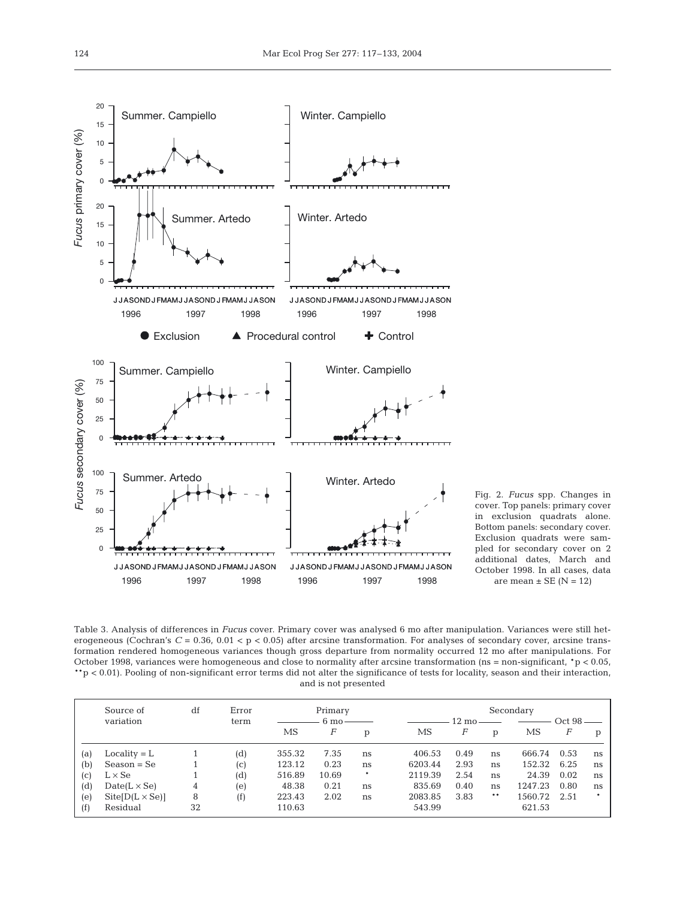Fig. 2. *Fucus* spp. Changes in cover. Top panels: primary cover in exclusion quadrats alone. Bottom panels: secondary cover. Exclusion quadrats were sampled for secondary cover on 2 additional dates, March and October 1998. In all cases, data are mean ± SE (N = 12)

Table 3. Analysis of differences in *Fucus* cover. Primary cover was analysed 6 mo after manipulation. Variances were still heterogeneous (Cochran's $C = 0.36$, $0.01 < p < 0.05$) after arcsine transformation. For analyses of secondary cover, arcsine transformation rendered homogeneous variances though gross departure from normality occurred 12 mo after manipulations. For October 1998, variances were homogeneous and close to normality after arcsine transformation (ns = non-significant, $^{*}p < 0.05$, $^{**}p < 0.01$). Pooling of non-significant error terms did not alter the significance of tests for locality, season and their interaction, and is not presented

| | Source of variation | df | Error term | Primary | | | Secondary | | | | | |
|---|---|---|---|---|---|---|---|---|---|---|---|---|
| | | | | 6 mo | | | 12 mo | | | Oct 98 | | |
| | | | | MS | $F$ | p | MS | $F$ | p | MS | $F$ | p |
| (a) | Locality = L | 1 | (d) | 355.32 | 7.35 | ns | 406.53 | 0.49 | ns | 666.74 | 0.53 | ns |
| (b) | Season = Se | 1 | (c) | 123.12 | 0.23 | ns | 6203.44 | 2.93 | ns | 152.32 | 6.25 | ns |
| (c) | L × Se | 1 | (d) | 516.89 | 10.69 | * | 2119.39 | 2.54 | ns | 24.39 | 0.02 | ns |
| (d) | Date(L × Se) | 4 | (e) | 48.38 | 0.21 | ns | 835.69 | 0.40 | ns | 1247.23 | 0.80 | ns |
| (e) | Site[D(L × Se)] | 8 | (f) | 223.43 | 2.02 | ns | 2083.85 | 3.83 | ** | 1560.72 | 2.51 | * |
| (f) | Residual | 32 | | 110.63 | | | 543.99 | | | 621.53 | | |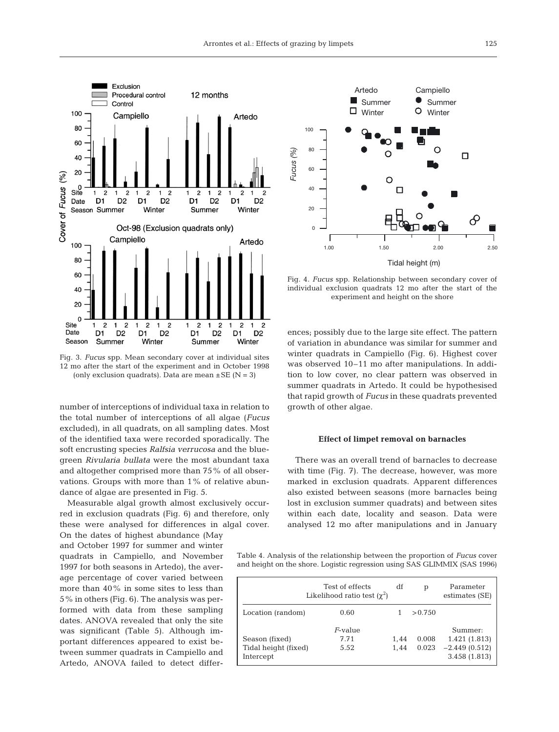Fig. 3. *Fucus* spp. Mean secondary cover at individual sites 12 mo after the start of the experiment and in October 1998 (only exclusion quadrats). Data are mean ±SE (N = 3)

Fig. 4. *Fucus* spp. Relationship between secondary cover of individual exclusion quadrats 12 mo after the start of the experiment and height on the shore

number of interceptions of individual taxa in relation to the total number of interceptions of all algae (*Fucus* excluded), in all quadrats, on all sampling dates. Most of the identified taxa were recorded sporadically. The soft encrusting species *Ralfsia verrucosa* and the blue-green *Rivularia bullata* were the most abundant taxa and altogether comprised more than 75% of all observations. Groups with more than 1% of relative abundance of algae are presented in Fig. 5.

Measurable algal growth almost exclusively occurred in exclusion quadrats (Fig. 6) and therefore, only these were analysed for differences in algal cover. On the dates of highest abundance (May and October 1997 for summer and winter quadrats in Campiello, and November 1997 for both seasons in Artedo), the average percentage of cover varied between more than 40% in some sites to less than 5% in others (Fig. 6). The analysis was performed with data from these sampling dates. ANOVA revealed that only the site was significant (Table 5). Although important differences appeared to exist between summer quadrats in Campiello and Artedo, ANOVA failed to detect differences; possibly due to the large site effect. The pattern of variation in abundance was similar for summer and winter quadrats in Campiello (Fig. 6). Highest cover was observed 10–11 mo after manipulations. In addition to low cover, no clear pattern was observed in summer quadrats in Artedo. It could be hypothesised that rapid growth of *Fucus* in these quadrats prevented growth of other algae.

### Effect of limpet removal on barnacles

There was an overall trend of barnacles to decrease with time (Fig. 7). The decrease, however, was more marked in exclusion quadrats. Apparent differences also existed between seasons (more barnacles being lost in exclusion summer quadrats) and between sites within each date, locality and season. Data were analysed 12 mo after manipulations and in January

Table 4. Analysis of the relationship between the proportion of *Fucus* cover and height on the shore. Logistic regression using SAS GLIMMIX (SAS 1996)

| | Test of effects Likelihood ratio test ($\chi^2$) | df | p | Parameter estimates (SE) |
|---|---|---|---|---|
| Location (random) | 0.60 | 1 | >0.750 | |
| | *F*-value | | | Summer: |
| Season (fixed) | 7.71 | 1,44 | 0.008 | 1.421 (1.813) |
| Tidal height (fixed) | 5.52 | 1,44 | 0.023 | −2.449 (0.512) |
| Intercept | | | | 3.458 (1.813) |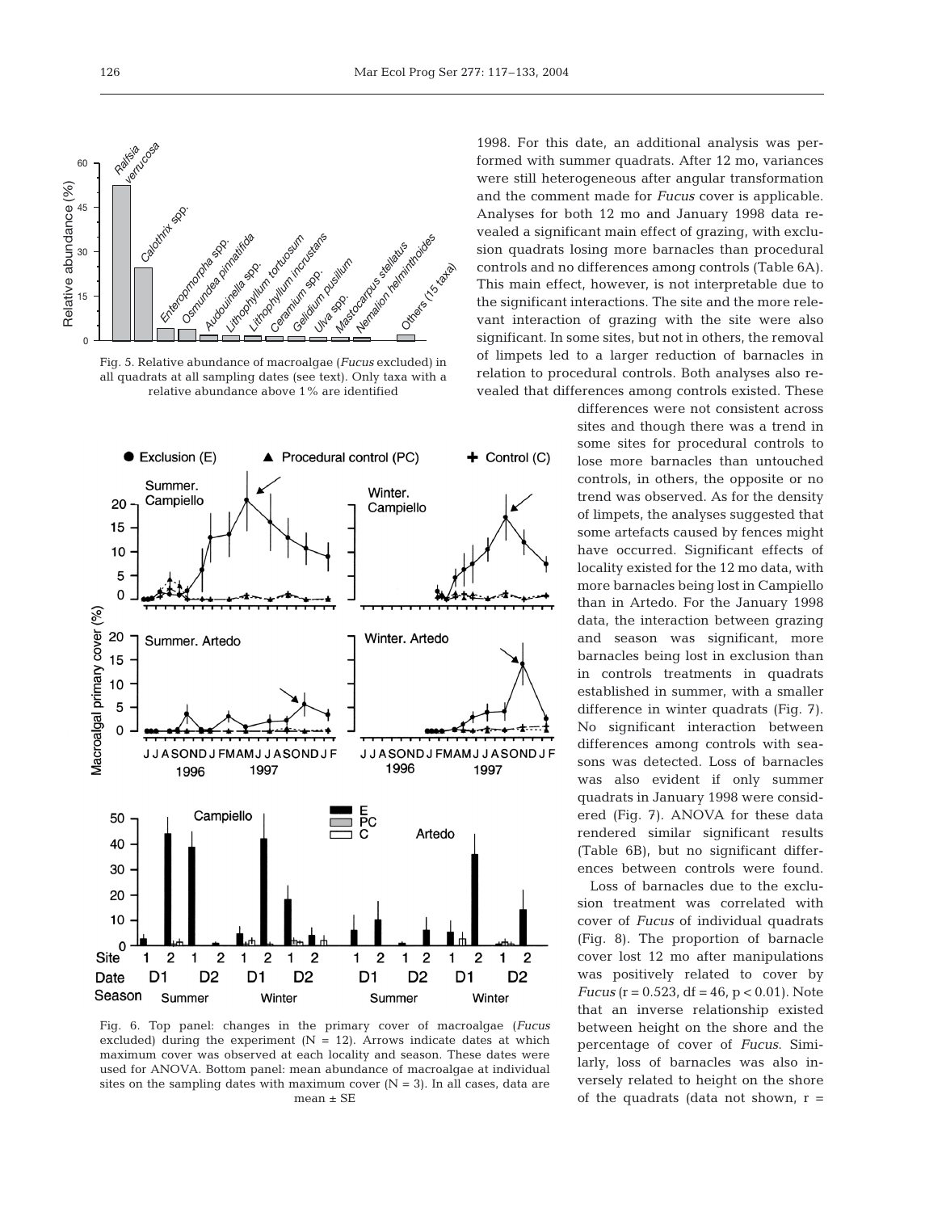Fig. 5. Relative abundance of macroalgae (*Fucus* excluded) in all quadrats at all sampling dates (see text). Only taxa with a relative abundance above 1% are identified

Fig. 6. Top panel: changes in the primary cover of macroalgae (*Fucus* excluded) during the experiment (N = 12). Arrows indicate dates at which maximum cover was observed at each locality and season. These dates were used for ANOVA. Bottom panel: mean abundance of macroalgae at individual sites on the sampling dates with maximum cover (N = 3). In all cases, data are mean ± SE

1998. For this date, an additional analysis was performed with summer quadrats. After 12 mo, variances were still heterogeneous after angular transformation and the comment made for *Fucus* cover is applicable. Analyses for both 12 mo and January 1998 data revealed a significant main effect of grazing, with exclusion quadrats losing more barnacles than procedural controls and no differences among controls (Table 6A). This main effect, however, is not interpretable due to the significant interactions. The site and the more relevant interaction of grazing with the site were also significant. In some sites, but not in others, the removal of limpets led to a larger reduction of barnacles in relation to procedural controls. Both analyses also revealed that differences among controls existed. These differences were not consistent across sites and though there was a trend in some sites for procedural controls to lose more barnacles than untouched controls, in others, the opposite or no trend was observed. As for the density of limpets, the analyses suggested that some artefacts caused by fences might have occurred. Significant effects of locality existed for the 12 mo data, with more barnacles being lost in Campiello than in Artedo. For the January 1998 data, the interaction between grazing and season was significant, more barnacles being lost in exclusion than in controls treatments in quadrats established in summer, with a smaller difference in winter quadrats (Fig. 7). No significant interaction between differences among controls with seasons was detected. Loss of barnacles was also evident if only summer quadrats in January 1998 were considered (Fig. 7). ANOVA for these data rendered similar significant results (Table 6B), but no significant differences between controls were found.

Loss of barnacles due to the exclusion treatment was correlated with cover of *Fucus* of individual quadrats (Fig. 8). The proportion of barnacle cover lost 12 mo after manipulations was positively related to cover by *Fucus* ($r = 0.523$, df = 46, $p < 0.01$). Note that an inverse relationship existed between height on the shore and the percentage of cover of *Fucus*. Similarly, loss of barnacles was also inversely related to height on the shore of the quadrats (data not shown, r =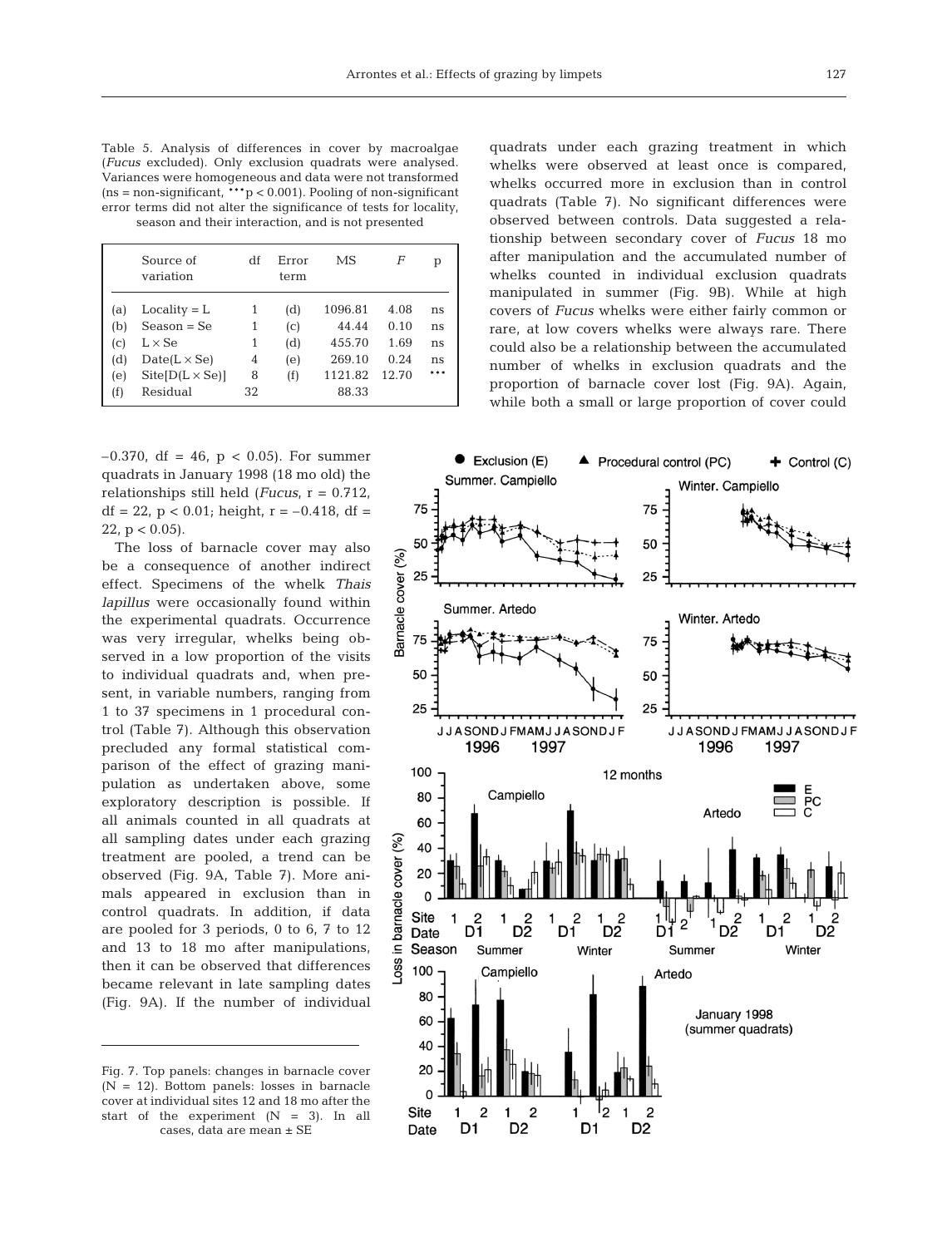Table 5. Analysis of differences in cover by macroalgae (*Fucus* excluded). Only exclusion quadrats were analysed. Variances were homogeneous and data were not transformed (ns = non-significant, *** $p < 0.001$). Pooling of non-significant error terms did not alter the significance of tests for locality, season and their interaction, and is not presented

| | Source of variation | df | Error term | MS | *F* | p |
|---|---|---|---|---|---|---|
| (a) | Locality = L | 1 | (d) | 1096.81 | 4.08 | ns |
| (b) | Season = Se | 1 | (c) | 44.44 | 0.10 | ns |
| (c) | L × Se | 1 | (d) | 455.70 | 1.69 | ns |
| (d) | Date(L × Se) | 4 | (e) | 269.10 | 0.24 | ns |
| (e) | Site[D(L × Se)] | 8 | (f) | 1121.82 | 12.70 | *** |
| (f) | Residual | 32 | | 88.33 | | |

−0.370, df = 46, $p < 0.05$). For summer quadrats in January 1998 (18 mo old) the relationships still held (*Fucus*, $r = 0.712$, df = 22, $p < 0.01$; height, $r = -0.418$, df = 22, $p < 0.05$).

The loss of barnacle cover may also be a consequence of another indirect effect. Specimens of the whelk *Thais lapillus* were occasionally found within the experimental quadrats. Occurrence was very irregular, whelks being observed in a low proportion of the visits to individual quadrats and, when present, in variable numbers, ranging from 1 to 37 specimens in 1 procedural control (Table 7). Although this observation precluded any formal statistical comparison of the effect of grazing manipulation as undertaken above, some exploratory description is possible. If all animals counted in all quadrats at all sampling dates under each grazing treatment are pooled, a trend can be observed (Fig. 9A, Table 7). More animals appeared in exclusion than in control quadrats. In addition, if data are pooled for 3 periods, 0 to 6, 7 to 12 and 13 to 18 mo after manipulations, then it can be observed that differences became relevant in late sampling dates (Fig. 9A). If the number of individual quadrats under each grazing treatment in which whelks were observed at least once is compared, whelks occurred more in exclusion than in control quadrats (Table 7). No significant differences were observed between controls. Data suggested a relationship between secondary cover of *Fucus* 18 mo after manipulation and the accumulated number of whelks counted in individual exclusion quadrats manipulated in summer (Fig. 9B). While at high covers of *Fucus* whelks were either fairly common or rare, at low covers whelks were always rare. There could also be a relationship between the accumulated number of whelks in exclusion quadrats and the proportion of barnacle cover lost (Fig. 9A). Again, while both a small or large proportion of cover could

Fig. 7. Top panels: changes in barnacle cover (N = 12). Bottom panels: losses in barnacle cover at individual sites 12 and 18 mo after the start of the experiment (N = 3). In all cases, data are mean ± SE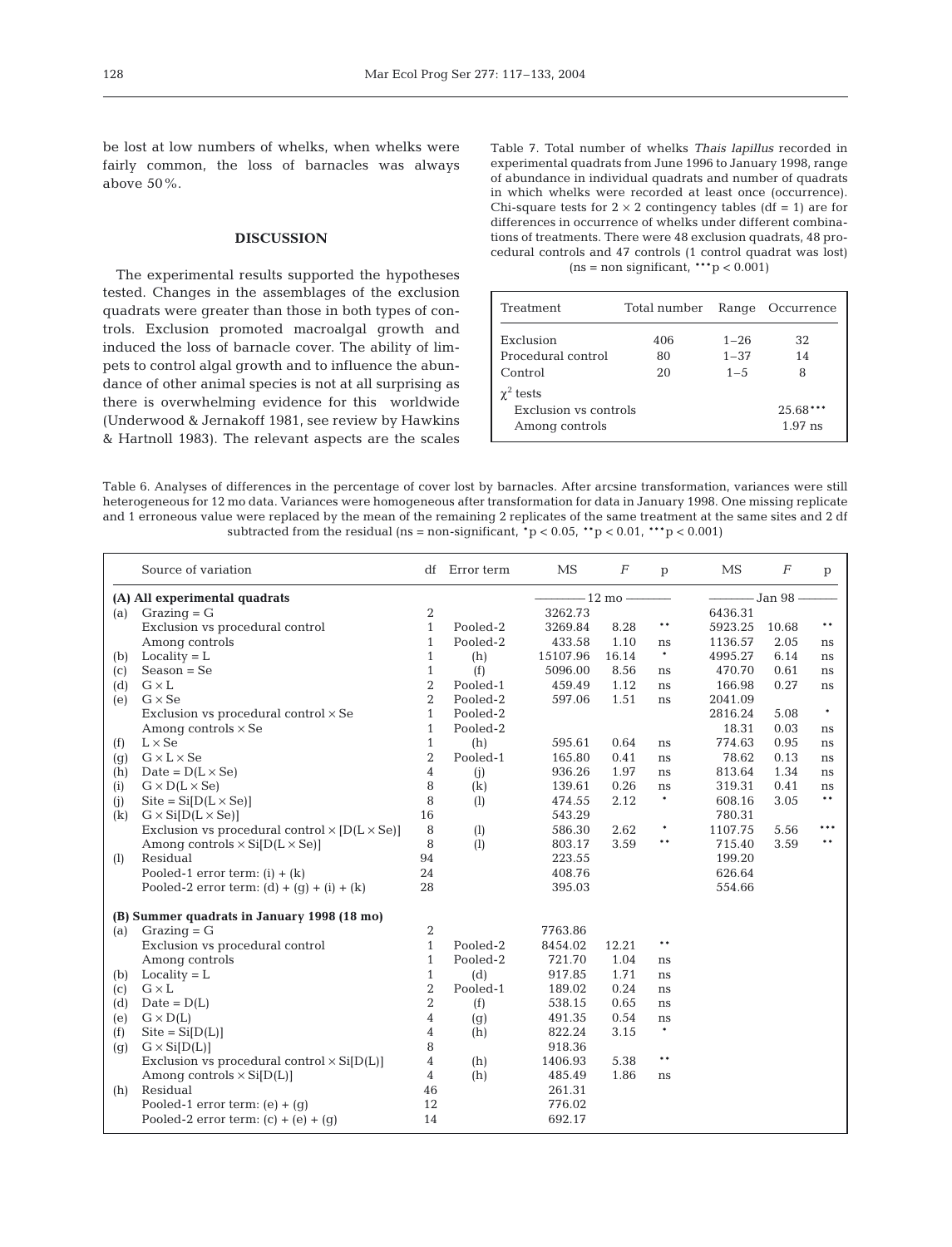be lost at low numbers of whelks, when whelks were fairly common, the loss of barnacles was always above 50%.

## DISCUSSION

The experimental results supported the hypotheses tested. Changes in the assemblages of the exclusion quadrats were greater than those in both types of controls. Exclusion promoted macroalgal growth and induced the loss of barnacle cover. The ability of limpets to control algal growth and to influence the abundance of other animal species is not at all surprising as there is overwhelming evidence for this worldwide (Underwood & Jernakoff 1981, see review by Hawkins & Hartnoll 1983). The relevant aspects are the scales

Table 7. Total number of whelks *Thais lapillus* recorded in experimental quadrats from June 1996 to January 1998, range of abundance in individual quadrats and number of quadrats in which whelks were recorded at least once (occurrence). Chi-square tests for 2 × 2 contingency tables (df = 1) are for differences in occurrence of whelks under different combinations of treatments. There were 48 exclusion quadrats, 48 procedural controls and 47 controls (1 control quadrat was lost) (ns = non significant, ***p < 0.001)

| Treatment | Total number | Range | Occurrence |
|---|---|---|---|
| Exclusion | 406 | 1–26 | 32 |
| Procedural control | 80 | 1–37 | 14 |
| Control | 20 | 1–5 | 8 |
| $\chi^2$ tests | | | |
| Exclusion vs controls | | | 25.68*** |
| Among controls | | | 1.97 ns |

Table 6. Analyses of differences in the percentage of cover lost by barnacles. After arcsine transformation, variances were still heterogeneous for 12 mo data. Variances were homogeneous after transformation for data in January 1998. One missing replicate and 1 erroneous value were replaced by the mean of the remaining 2 replicates of the same treatment at the same sites and 2 df subtracted from the residual (ns = non-significant, *p < 0.05, **p < 0.01, ***p < 0.001)

| | Source of variation | df | Error term | MS | $F$ | p | MS | $F$ | p |
|---|---|---|---|---|---|---|---|---|---|
| **(A) All experimental quadrats** | | | | 12 mo | | | Jan 98 | | |
| (a) | Grazing = G | 2 | | 3262.73 | | | 6436.31 | | |
| | Exclusion vs procedural control | 1 | Pooled-2 | 3269.84 | 8.28 | ** | 5923.25 | 10.68 | ** |
| | Among controls | 1 | Pooled-2 | 433.58 | 1.10 | ns | 1136.57 | 2.05 | ns |
| (b) | Locality = L | 1 | (h) | 15107.96 | 16.14 | * | 4995.27 | 6.14 | ns |
| (c) | Season = Se | 1 | (f) | 5096.00 | 8.56 | ns | 470.70 | 0.61 | ns |
| (d) | G × L | 2 | Pooled-1 | 459.49 | 1.12 | ns | 166.98 | 0.27 | ns |
| (e) | G × Se | 2 | Pooled-2 | 597.06 | 1.51 | ns | 2041.09 | | |
| | Exclusion vs procedural control × Se | 1 | Pooled-2 | | | | 2816.24 | 5.08 | * |
| | Among controls × Se | 1 | Pooled-2 | | | | 18.31 | 0.03 | ns |
| (f) | L × Se | 1 | (h) | 595.61 | 0.64 | ns | 774.63 | 0.95 | ns |
| (g) | G × L × Se | 2 | Pooled-1 | 165.80 | 0.41 | ns | 78.62 | 0.13 | ns |
| (h) | Date = D(L × Se) | 4 | (j) | 936.26 | 1.97 | ns | 813.64 | 1.34 | ns |
| (i) | G × D(L × Se) | 8 | (k) | 139.61 | 0.26 | ns | 319.31 | 0.41 | ns |
| (j) | Site = Si[D(L × Se)] | 8 | (l) | 474.55 | 2.12 | * | 608.16 | 3.05 | ** |
| (k) | G × Si[D(L × Se)] | 16 | | 543.29 | | | 780.31 | | |
| | Exclusion vs procedural control × [D(L × Se)] | 8 | (l) | 586.30 | 2.62 | * | 1107.75 | 5.56 | *** |
| | Among controls × Si[D(L × Se)] | 8 | (l) | 803.17 | 3.59 | ** | 715.40 | 3.59 | ** |
| (l) | Residual | 94 | | 223.55 | | | 199.20 | | |
| | Pooled-1 error term: (i) + (k) | 24 | | 408.76 | | | 626.64 | | |
| | Pooled-2 error term: (d) + (g) + (i) + (k) | 28 | | 395.03 | | | 554.66 | | |
| **(B) Summer quadrats in January 1998 (18 mo)** | | | | | | | | | |
| (a) | Grazing = G | 2 | | 7763.86 | | | | | |
| | Exclusion vs procedural control | 1 | Pooled-2 | 8454.02 | 12.21 | ** | | | |
| | Among controls | 1 | Pooled-2 | 721.70 | 1.04 | ns | | | |
| (b) | Locality = L | 1 | (d) | 917.85 | 1.71 | ns | | | |
| (c) | G × L | 2 | Pooled-1 | 189.02 | 0.24 | ns | | | |
| (d) | Date = D(L) | 2 | (f) | 538.15 | 0.65 | ns | | | |
| (e) | G × D(L) | 4 | (g) | 491.35 | 0.54 | ns | | | |
| (f) | Site = Si[D(L)] | 4 | (h) | 822.24 | 3.15 | * | | | |
| (g) | G × Si[D(L)] | 8 | | 918.36 | | | | | |
| | Exclusion vs procedural control × Si[D(L)] | 4 | (h) | 1406.93 | 5.38 | ** | | | |
| | Among controls × Si[D(L)] | 4 | (h) | 485.49 | 1.86 | ns | | | |
| (h) | Residual | 46 | | 261.31 | | | | | |
| | Pooled-1 error term: (e) + (g) | 12 | | 776.02 | | | | | |
| | Pooled-2 error term: (c) + (e) + (g) | 14 | | 692.17 | | | | | |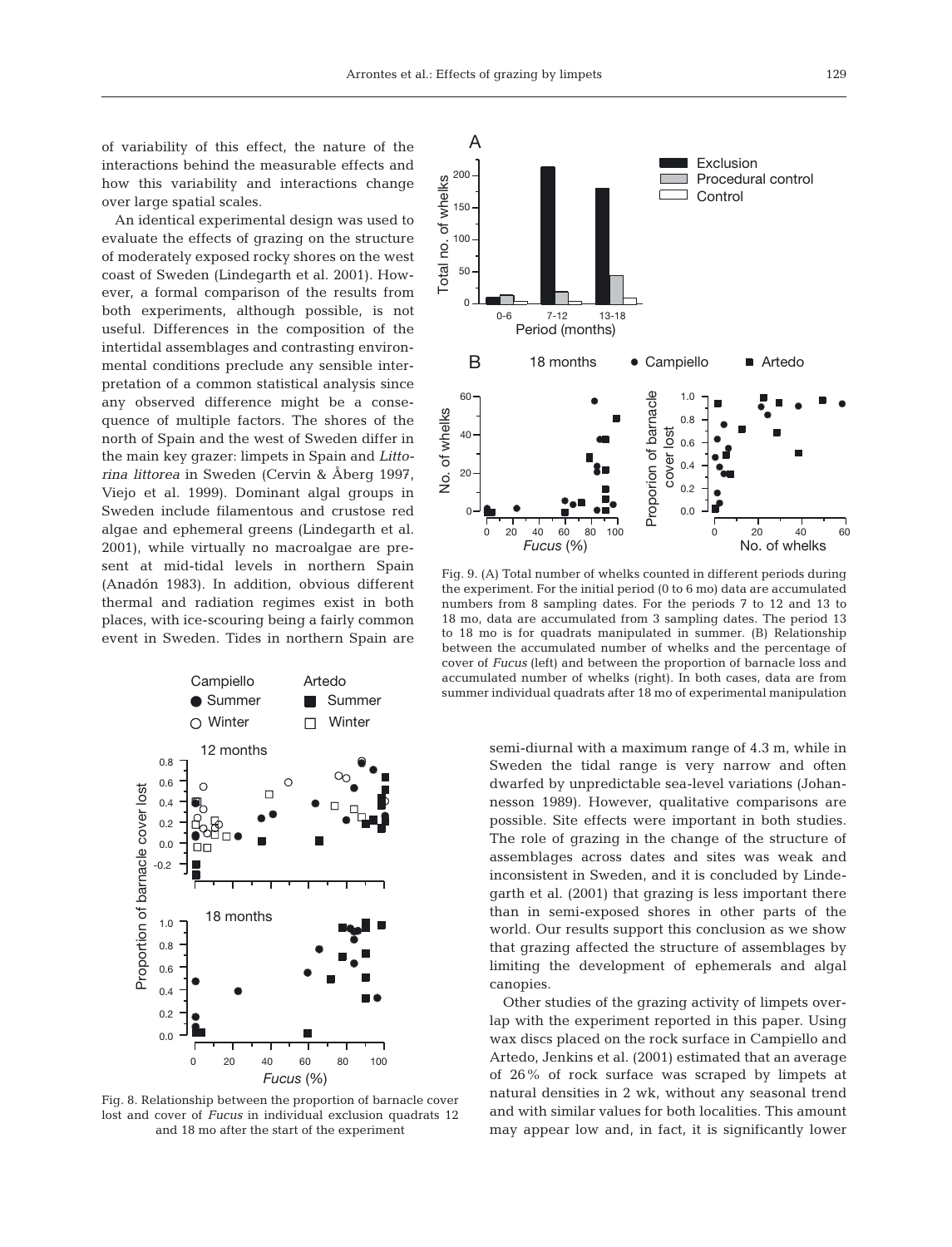of variability of this effect, the nature of the interactions behind the measurable effects and how this variability and interactions change over large spatial scales.

An identical experimental design was used to evaluate the effects of grazing on the structure of moderately exposed rocky shores on the west coast of Sweden (Lindegarth et al. 2001). However, a formal comparison of the results from both experiments, although possible, is not useful. Differences in the composition of the intertidal assemblages and contrasting environmental conditions preclude any sensible interpretation of a common statistical analysis since any observed difference might be a consequence of multiple factors. The shores of the north of Spain and the west of Sweden differ in the main key grazer: limpets in Spain and *Littorina littorea* in Sweden (Cervin & Åberg 1997, Viejo et al. 1999). Dominant algal groups in Sweden include filamentous and crustose red algae and ephemeral greens (Lindegarth et al. 2001), while virtually no macroalgae are present at mid-tidal levels in northern Spain (Anadón 1983). In addition, obvious different thermal and radiation regimes exist in both places, with ice-scouring being a fairly common event in Sweden. Tides in northern Spain are semi-diurnal with a maximum range of 4.3 m, while in Sweden the tidal range is very narrow and often dwarfed by unpredictable sea-level variations (Johannesson 1989). However, qualitative comparisons are possible. Site effects were important in both studies. The role of grazing in the change of the structure of assemblages across dates and sites was weak and inconsistent in Sweden, and it is concluded by Lindegarth et al. (2001) that grazing is less important there than in semi-exposed shores in other parts of the world. Our results support this conclusion as we show that grazing affected the structure of assemblages by limiting the development of ephemerals and algal canopies.

Other studies of the grazing activity of limpets overlap with the experiment reported in this paper. Using wax discs placed on the rock surface in Campiello and Artedo, Jenkins et al. (2001) estimated that an average of 26% of rock surface was scraped by limpets at natural densities in 2 wk, without any seasonal trend and with similar values for both localities. This amount may appear low and, in fact, it is significantly lower

Fig. 8. Relationship between the proportion of barnacle cover lost and cover of *Fucus* in individual exclusion quadrats 12 and 18 mo after the start of the experiment

Fig. 9. (A) Total number of whelks counted in different periods during the experiment. For the initial period (0 to 6 mo) data are accumulated numbers from 8 sampling dates. For the periods 7 to 12 and 13 to 18 mo, data are accumulated from 3 sampling dates. The period 13 to 18 mo is for quadrats manipulated in summer. (B) Relationship between the accumulated number of whelks and the percentage of cover of *Fucus* (left) and between the proportion of barnacle loss and accumulated number of whelks (right). In both cases, data are from summer individual quadrats after 18 mo of experimental manipulation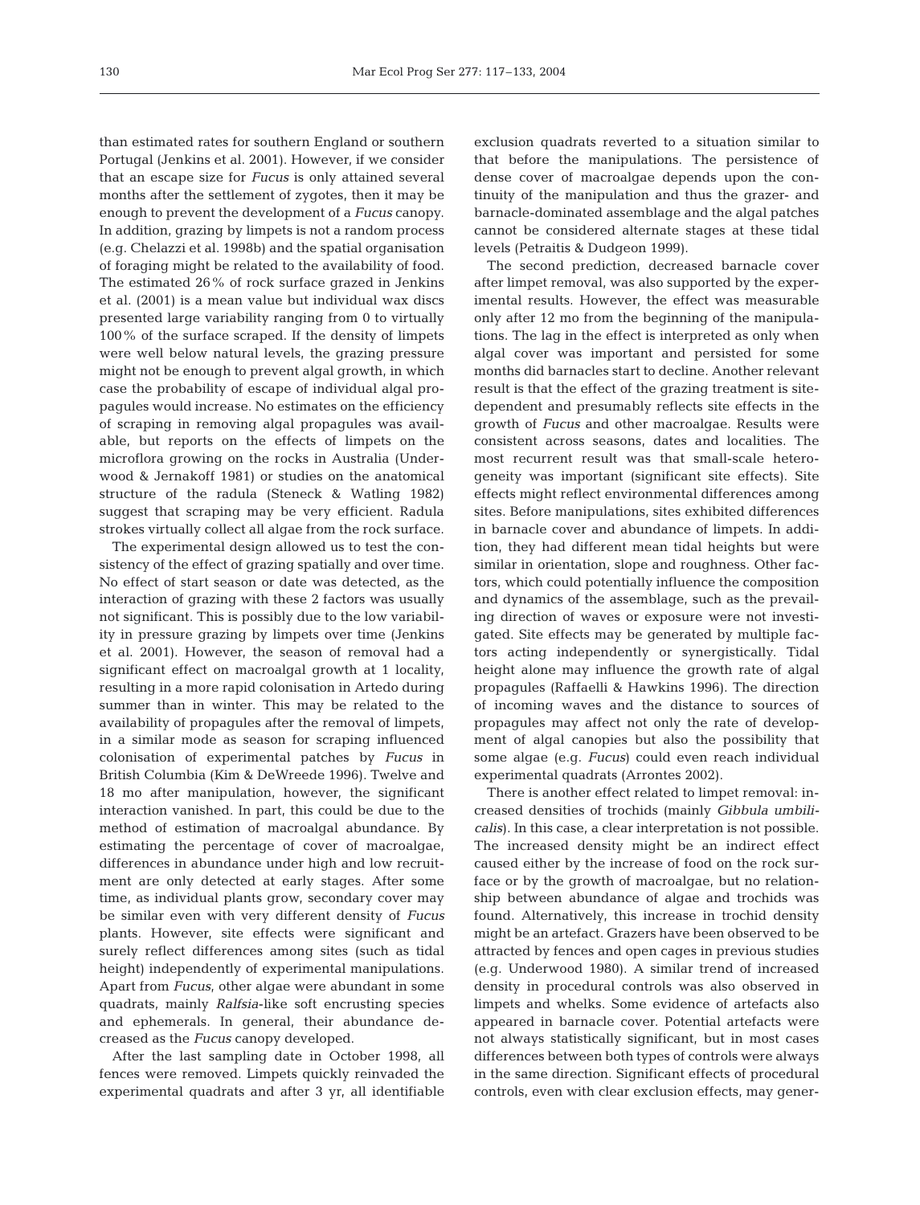than estimated rates for southern England or southern Portugal (Jenkins et al. 2001). However, if we consider that an escape size for *Fucus* is only attained several months after the settlement of zygotes, then it may be enough to prevent the development of a *Fucus* canopy. In addition, grazing by limpets is not a random process (e.g. Chelazzi et al. 1998b) and the spatial organisation of foraging might be related to the availability of food. The estimated 26% of rock surface grazed in Jenkins et al. (2001) is a mean value but individual wax discs presented large variability ranging from 0 to virtually 100% of the surface scraped. If the density of limpets were well below natural levels, the grazing pressure might not be enough to prevent algal growth, in which case the probability of escape of individual algal propagules would increase. No estimates on the efficiency of scraping in removing algal propagules was available, but reports on the effects of limpets on the microflora growing on the rocks in Australia (Underwood & Jernakoff 1981) or studies on the anatomical structure of the radula (Steneck & Watling 1982) suggest that scraping may be very efficient. Radula strokes virtually collect all algae from the rock surface.

The experimental design allowed us to test the consistency of the effect of grazing spatially and over time. No effect of start season or date was detected, as the interaction of grazing with these 2 factors was usually not significant. This is possibly due to the low variability in pressure grazing by limpets over time (Jenkins et al. 2001). However, the season of removal had a significant effect on macroalgal growth at 1 locality, resulting in a more rapid colonisation in Artedo during summer than in winter. This may be related to the availability of propagules after the removal of limpets, in a similar mode as season for scraping influenced colonisation of experimental patches by *Fucus* in British Columbia (Kim & DeWreede 1996). Twelve and 18 mo after manipulation, however, the significant interaction vanished. In part, this could be due to the method of estimation of macroalgal abundance. By estimating the percentage of cover of macroalgae, differences in abundance under high and low recruitment are only detected at early stages. After some time, as individual plants grow, secondary cover may be similar even with very different density of *Fucus* plants. However, site effects were significant and surely reflect differences among sites (such as tidal height) independently of experimental manipulations. Apart from *Fucus*, other algae were abundant in some quadrats, mainly *Ralfsia*-like soft encrusting species and ephemerals. In general, their abundance decreased as the *Fucus* canopy developed.

After the last sampling date in October 1998, all fences were removed. Limpets quickly reinvaded the experimental quadrats and after 3 yr, all identifiable exclusion quadrats reverted to a situation similar to that before the manipulations. The persistence of dense cover of macroalgae depends upon the continuity of the manipulation and thus the grazer- and barnacle-dominated assemblage and the algal patches cannot be considered alternate stages at these tidal levels (Petraitis & Dudgeon 1999).

The second prediction, decreased barnacle cover after limpet removal, was also supported by the experimental results. However, the effect was measurable only after 12 mo from the beginning of the manipulations. The lag in the effect is interpreted as only when algal cover was important and persisted for some months did barnacles start to decline. Another relevant result is that the effect of the grazing treatment is site-dependent and presumably reflects site effects in the growth of *Fucus* and other macroalgae. Results were consistent across seasons, dates and localities. The most recurrent result was that small-scale heterogeneity was important (significant site effects). Site effects might reflect environmental differences among sites. Before manipulations, sites exhibited differences in barnacle cover and abundance of limpets. In addition, they had different mean tidal heights but were similar in orientation, slope and roughness. Other factors, which could potentially influence the composition and dynamics of the assemblage, such as the prevailing direction of waves or exposure were not investigated. Site effects may be generated by multiple factors acting independently or synergistically. Tidal height alone may influence the growth rate of algal propagules (Raffaelli & Hawkins 1996). The direction of incoming waves and the distance to sources of propagules may affect not only the rate of development of algal canopies but also the possibility that some algae (e.g. *Fucus*) could even reach individual experimental quadrats (Arrontes 2002).

There is another effect related to limpet removal: increased densities of trochids (mainly *Gibbula umbilicalis*). In this case, a clear interpretation is not possible. The increased density might be an indirect effect caused either by the increase of food on the rock surface or by the growth of macroalgae, but no relationship between abundance of algae and trochids was found. Alternatively, this increase in trochid density might be an artefact. Grazers have been observed to be attracted by fences and open cages in previous studies (e.g. Underwood 1980). A similar trend of increased density in procedural controls was also observed in limpets and whelks. Some evidence of artefacts also appeared in barnacle cover. Potential artefacts were not always statistically significant, but in most cases differences between both types of controls were always in the same direction. Significant effects of procedural controls, even with clear exclusion effects, may gener-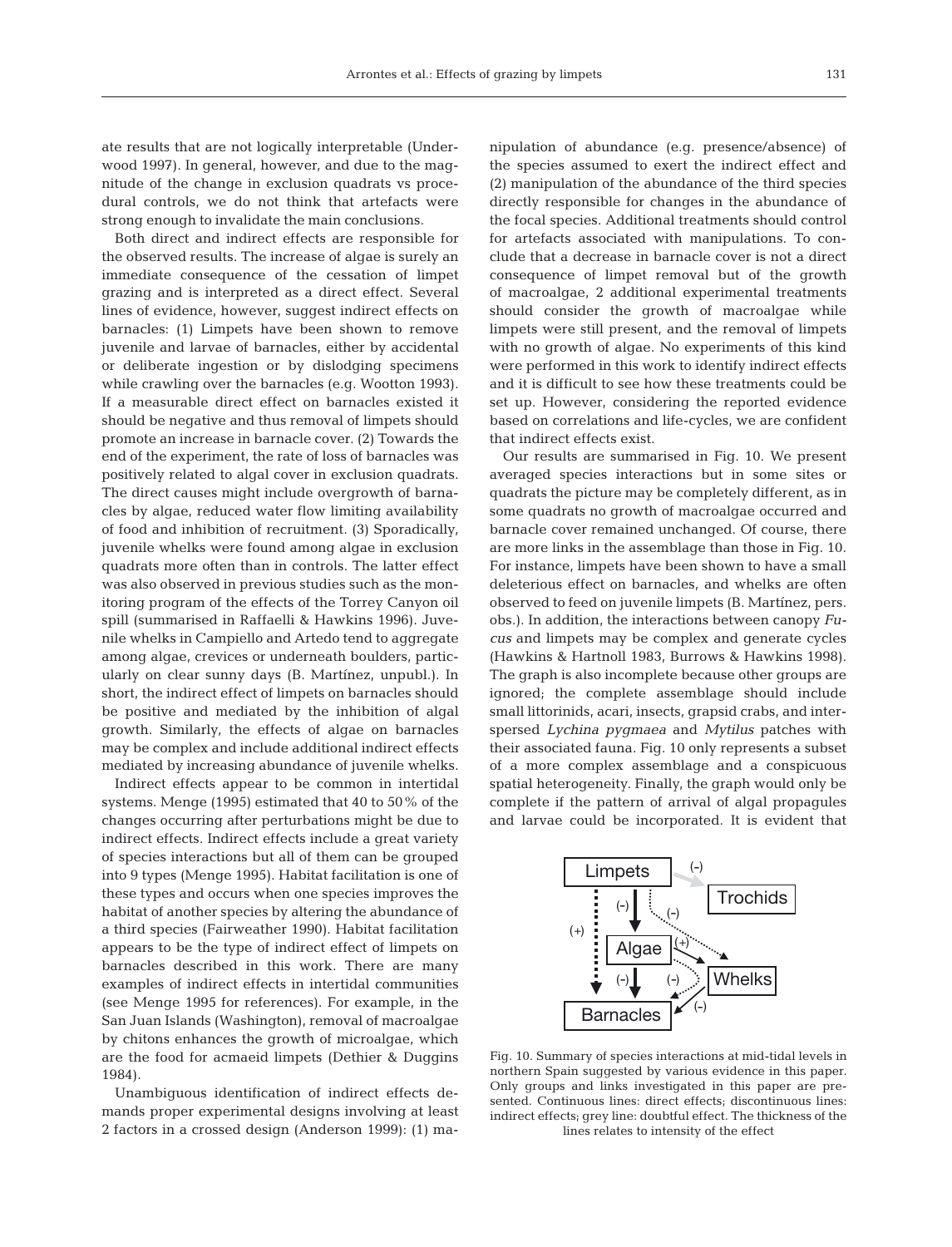ate results that are not logically interpretable (Underwood 1997). In general, however, and due to the magnitude of the change in exclusion quadrats vs procedural controls, we do not think that artefacts were strong enough to invalidate the main conclusions.

Both direct and indirect effects are responsible for the observed results. The increase of algae is surely an immediate consequence of the cessation of limpet grazing and is interpreted as a direct effect. Several lines of evidence, however, suggest indirect effects on barnacles: (1) Limpets have been shown to remove juvenile and larvae of barnacles, either by accidental or deliberate ingestion or by dislodging specimens while crawling over the barnacles (e.g. Wootton 1993). If a measurable direct effect on barnacles existed it should be negative and thus removal of limpets should promote an increase in barnacle cover. (2) Towards the end of the experiment, the rate of loss of barnacles was positively related to algal cover in exclusion quadrats. The direct causes might include overgrowth of barnacles by algae, reduced water flow limiting availability of food and inhibition of recruitment. (3) Sporadically, juvenile whelks were found among algae in exclusion quadrats more often than in controls. The latter effect was also observed in previous studies such as the monitoring program of the effects of the Torrey Canyon oil spill (summarised in Raffaelli & Hawkins 1996). Juvenile whelks in Campiello and Artedo tend to aggregate among algae, crevices or underneath boulders, particularly on clear sunny days (B. Martínez, unpubl.). In short, the indirect effect of limpets on barnacles should be positive and mediated by the inhibition of algal growth. Similarly, the effects of algae on barnacles may be complex and include additional indirect effects mediated by increasing abundance of juvenile whelks.

Indirect effects appear to be common in intertidal systems. Menge (1995) estimated that 40 to 50 % of the changes occurring after perturbations might be due to indirect effects. Indirect effects include a great variety of species interactions but all of them can be grouped into 9 types (Menge 1995). Habitat facilitation is one of these types and occurs when one species improves the habitat of another species by altering the abundance of a third species (Fairweather 1990). Habitat facilitation appears to be the type of indirect effect of limpets on barnacles described in this work. There are many examples of indirect effects in intertidal communities (see Menge 1995 for references). For example, in the San Juan Islands (Washington), removal of macroalgae by chitons enhances the growth of microalgae, which are the food for acmaeid limpets (Dethier & Duggins 1984).

Unambiguous identification of indirect effects demands proper experimental designs involving at least 2 factors in a crossed design (Anderson 1999): (1) manipulation of abundance (e.g. presence/absence) of the species assumed to exert the indirect effect and (2) manipulation of the abundance of the third species directly responsible for changes in the abundance of the focal species. Additional treatments should control for artefacts associated with manipulations. To conclude that a decrease in barnacle cover is not a direct consequence of limpet removal but of the growth of macroalgae, 2 additional experimental treatments should consider the growth of macroalgae while limpets were still present, and the removal of limpets with no growth of algae. No experiments of this kind were performed in this work to identify indirect effects and it is difficult to see how these treatments could be set up. However, considering the reported evidence based on correlations and life-cycles, we are confident that indirect effects exist.

Our results are summarised in Fig. 10. We present averaged species interactions but in some sites or quadrats the picture may be completely different, as in some quadrats no growth of macroalgae occurred and barnacle cover remained unchanged. Of course, there are more links in the assemblage than those in Fig. 10. For instance, limpets have been shown to have a small deleterious effect on barnacles, and whelks are often observed to feed on juvenile limpets (B. Martínez, pers. obs.). In addition, the interactions between canopy *Fucus* and limpets may be complex and generate cycles (Hawkins & Hartnoll 1983, Burrows & Hawkins 1998). The graph is also incomplete because other groups are ignored; the complete assemblage should include small littorinids, acari, insects, grapsid crabs, and interspersed *Lychina pygmaea* and *Mytilus* patches with their associated fauna. Fig. 10 only represents a subset of a more complex assemblage and a conspicuous spatial heterogeneity. Finally, the graph would only be complete if the pattern of arrival of algal propagules and larvae could be incorporated. It is evident that

Fig. 10. Summary of species interactions at mid-tidal levels in northern Spain suggested by various evidence in this paper. Only groups and links investigated in this paper are presented. Continuous lines: direct effects; discontinuous lines: indirect effects; grey line: doubtful effect. The thickness of the lines relates to intensity of the effect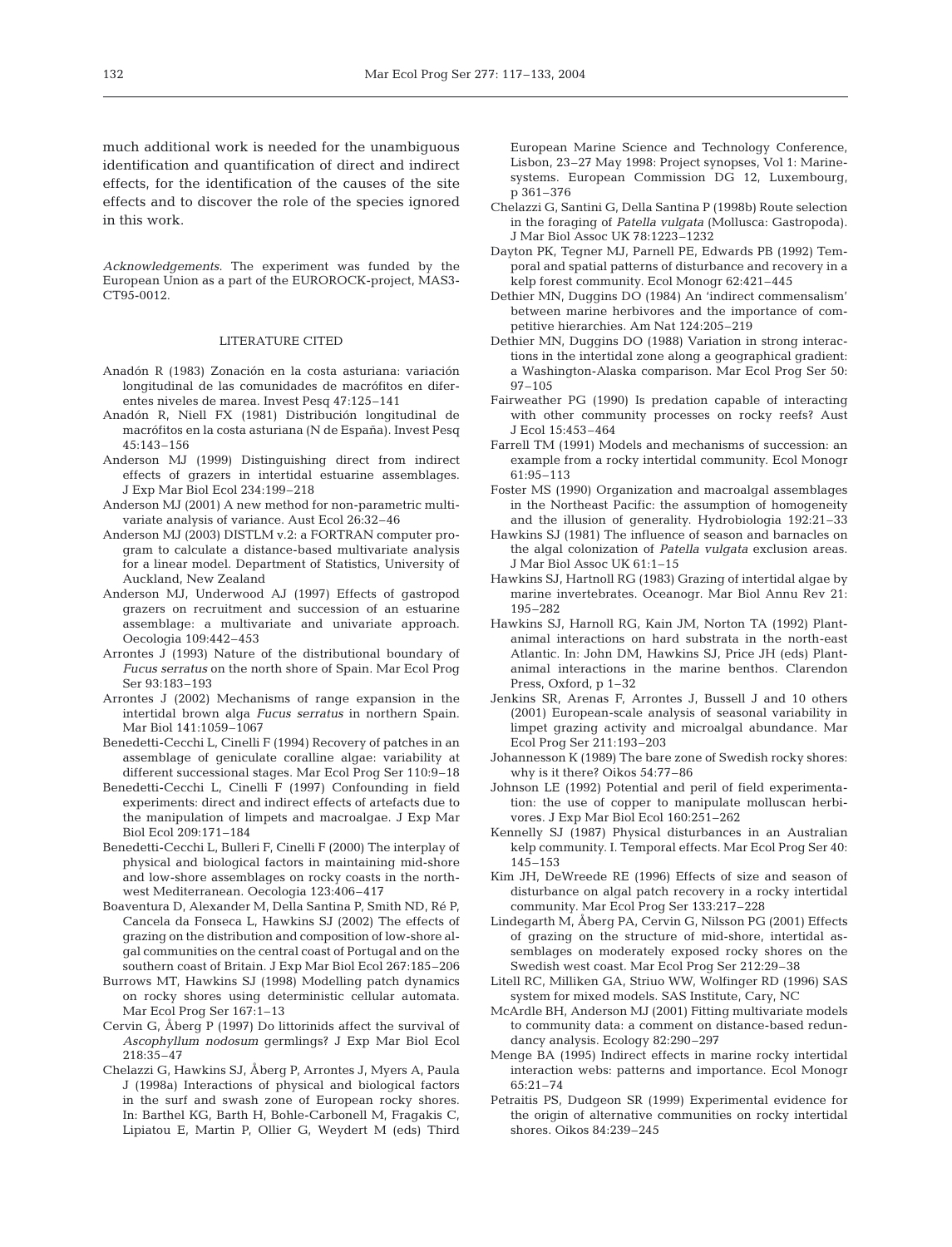much additional work is needed for the unambiguous identification and quantification of direct and indirect effects, for the identification of the causes of the site effects and to discover the role of the species ignored in this work.

*Acknowledgements.* The experiment was funded by the European Union as a part of the EUROROCK-project, MAS3-CT95-0012.

## LITERATURE CITED

Anadón R (1983) Zonación en la costa asturiana: variación longitudinal de las comunidades de macrófitos en diferentes niveles de marea. Invest Pesq 47:125–141

Anadón R, Niell FX (1981) Distribución longitudinal de macrófitos en la costa asturiana (N de España). Invest Pesq 45:143–156

Anderson MJ (1999) Distinguishing direct from indirect effects of grazers in intertidal estuarine assemblages. J Exp Mar Biol Ecol 234:199–218

Anderson MJ (2001) A new method for non-parametric multivariate analysis of variance. Aust Ecol 26:32–46

Anderson MJ (2003) DISTLM v.2: a FORTRAN computer program to calculate a distance-based multivariate analysis for a linear model. Department of Statistics, University of Auckland, New Zealand

Anderson MJ, Underwood AJ (1997) Effects of gastropod grazers on recruitment and succession of an estuarine assemblage: a multivariate and univariate approach. Oecologia 109:442–453

Arrontes J (1993) Nature of the distributional boundary of *Fucus serratus* on the north shore of Spain. Mar Ecol Prog Ser 93:183–193

Arrontes J (2002) Mechanisms of range expansion in the intertidal brown alga *Fucus serratus* in northern Spain. Mar Biol 141:1059–1067

Benedetti-Cecchi L, Cinelli F (1994) Recovery of patches in an assemblage of geniculate coralline algae: variability at different successional stages. Mar Ecol Prog Ser 110:9–18

Benedetti-Cecchi L, Cinelli F (1997) Confounding in field experiments: direct and indirect effects of artefacts due to the manipulation of limpets and macroalgae. J Exp Mar Biol Ecol 209:171–184

Benedetti-Cecchi L, Bulleri F, Cinelli F (2000) The interplay of physical and biological factors in maintaining mid-shore and low-shore assemblages on rocky coasts in the north-west Mediterranean. Oecologia 123:406–417

Boaventura D, Alexander M, Della Santina P, Smith ND, Ré P, Cancela da Fonseca L, Hawkins SJ (2002) The effects of grazing on the distribution and composition of low-shore algal communities on the central coast of Portugal and on the southern coast of Britain. J Exp Mar Biol Ecol 267:185–206

Burrows MT, Hawkins SJ (1998) Modelling patch dynamics on rocky shores using deterministic cellular automata. Mar Ecol Prog Ser 167:1–13

Cervin G, Åberg P (1997) Do littorinids affect the survival of *Ascophyllum nodosum* germlings? J Exp Mar Biol Ecol 218:35–47

Chelazzi G, Hawkins SJ, Åberg P, Arrontes J, Myers A, Paula J (1998a) Interactions of physical and biological factors in the surf and swash zone of European rocky shores. In: Barthel KG, Barth H, Bohle-Carbonell M, Fragakis C, Lipiatou E, Martin P, Ollier G, Weydert M (eds) Third European Marine Science and Technology Conference, Lisbon, 23–27 May 1998: Project synopses, Vol 1: Marine-systems. European Commission DG 12, Luxembourg, p 361–376

Chelazzi G, Santini G, Della Santina P (1998b) Route selection in the foraging of *Patella vulgata* (Mollusca: Gastropoda). J Mar Biol Assoc UK 78:1223–1232

Dayton PK, Tegner MJ, Parnell PE, Edwards PB (1992) Temporal and spatial patterns of disturbance and recovery in a kelp forest community. Ecol Monogr 62:421–445

Dethier MN, Duggins DO (1984) An 'indirect commensalism' between marine herbivores and the importance of competitive hierarchies. Am Nat 124:205–219

Dethier MN, Duggins DO (1988) Variation in strong interactions in the intertidal zone along a geographical gradient: a Washington-Alaska comparison. Mar Ecol Prog Ser 50: 97–105

Fairweather PG (1990) Is predation capable of interacting with other community processes on rocky reefs? Aust J Ecol 15:453–464

Farrell TM (1991) Models and mechanisms of succession: an example from a rocky intertidal community. Ecol Monogr 61:95–113

Foster MS (1990) Organization and macroalgal assemblages in the Northeast Pacific: the assumption of homogeneity and the illusion of generality. Hydrobiologia 192:21–33

Hawkins SJ (1981) The influence of season and barnacles on the algal colonization of *Patella vulgata* exclusion areas. J Mar Biol Assoc UK 61:1–15

Hawkins SJ, Hartnoll RG (1983) Grazing of intertidal algae by marine invertebrates. Oceanogr. Mar Biol Annu Rev 21: 195–282

Hawkins SJ, Harnoll RG, Kain JM, Norton TA (1992) Plant-animal interactions on hard substrata in the north-east Atlantic. In: John DM, Hawkins SJ, Price JH (eds) Plant-animal interactions in the marine benthos. Clarendon Press, Oxford, p 1–32

Jenkins SR, Arenas F, Arrontes J, Bussell J and 10 others (2001) European-scale analysis of seasonal variability in limpet grazing activity and microalgal abundance. Mar Ecol Prog Ser 211:193–203

Johannesson K (1989) The bare zone of Swedish rocky shores: why is it there? Oikos 54:77–86

Johnson LE (1992) Potential and peril of field experimentation: the use of copper to manipulate molluscan herbivores. J Exp Mar Biol Ecol 160:251–262

Kennelly SJ (1987) Physical disturbances in an Australian kelp community. I. Temporal effects. Mar Ecol Prog Ser 40: 145–153

Kim JH, DeWreede RE (1996) Effects of size and season of disturbance on algal patch recovery in a rocky intertidal community. Mar Ecol Prog Ser 133:217–228

Lindegarth M, Åberg PA, Cervin G, Nilsson PG (2001) Effects of grazing on the structure of mid-shore, intertidal assemblages on moderately exposed rocky shores on the Swedish west coast. Mar Ecol Prog Ser 212:29–38

Litell RC, Milliken GA, Striuo WW, Wolfinger RD (1996) SAS system for mixed models. SAS Institute, Cary, NC

McArdle BH, Anderson MJ (2001) Fitting multivariate models to community data: a comment on distance-based redundancy analysis. Ecology 82:290–297

Menge BA (1995) Indirect effects in marine rocky intertidal interaction webs: patterns and importance. Ecol Monogr 65:21–74

Petraitis PS, Dudgeon SR (1999) Experimental evidence for the origin of alternative communities on rocky intertidal shores. Oikos 84:239–245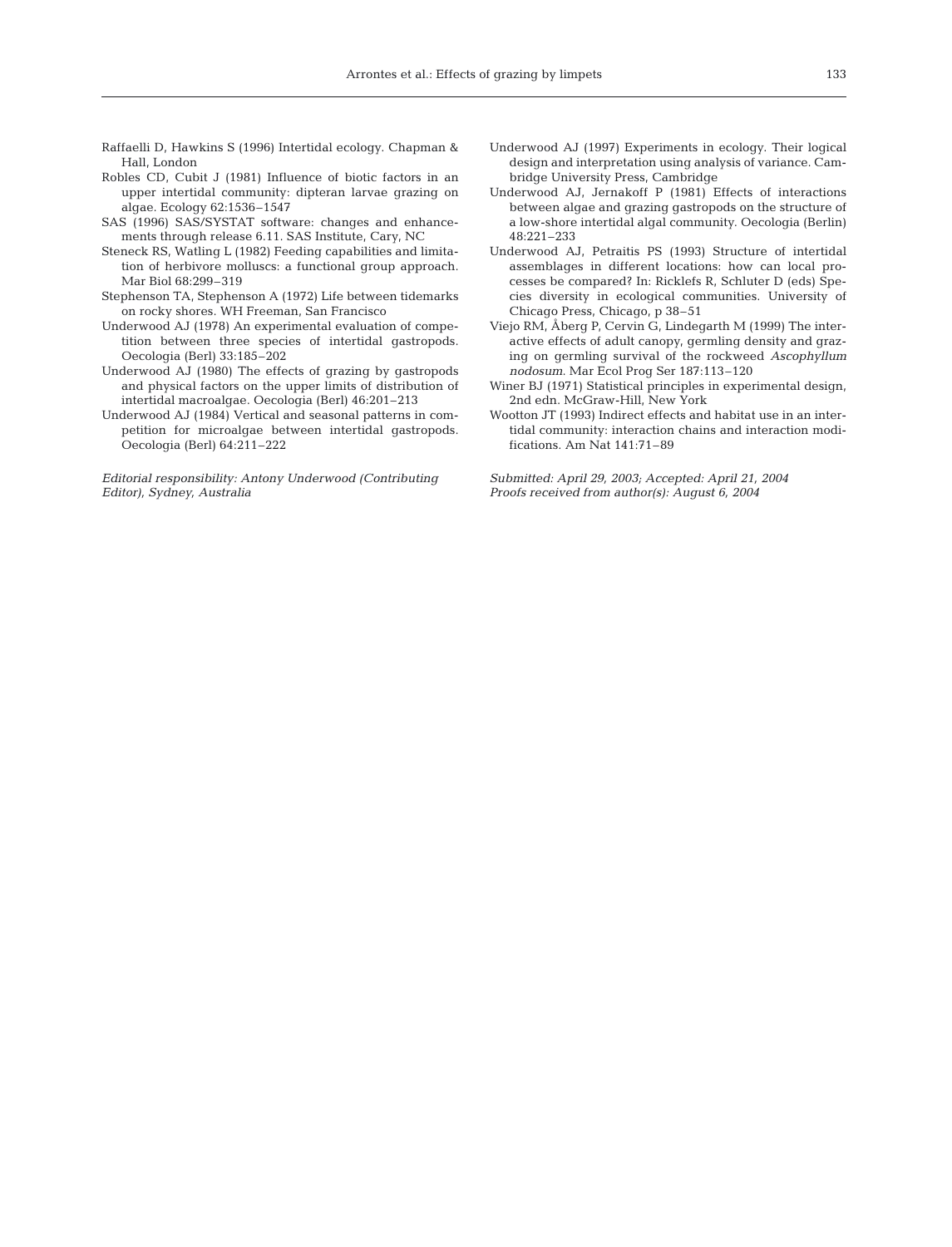Raffaelli D, Hawkins S (1996) Intertidal ecology. Chapman & Hall, London

Robles CD, Cubit J (1981) Influence of biotic factors in an upper intertidal community: dipteran larvae grazing on algae. Ecology 62:1536–1547

SAS (1996) SAS/SYSTAT software: changes and enhancements through release 6.11. SAS Institute, Cary, NC

Steneck RS, Watling L (1982) Feeding capabilities and limitation of herbivore molluscs: a functional group approach. Mar Biol 68:299–319

Stephenson TA, Stephenson A (1972) Life between tidemarks on rocky shores. WH Freeman, San Francisco

Underwood AJ (1978) An experimental evaluation of competition between three species of intertidal gastropods. Oecologia (Berl) 33:185–202

Underwood AJ (1980) The effects of grazing by gastropods and physical factors on the upper limits of distribution of intertidal macroalgae. Oecologia (Berl) 46:201–213

Underwood AJ (1984) Vertical and seasonal patterns in competition for microalgae between intertidal gastropods. Oecologia (Berl) 64:211–222

Underwood AJ (1997) Experiments in ecology. Their logical design and interpretation using analysis of variance. Cambridge University Press, Cambridge

Underwood AJ, Jernakoff P (1981) Effects of interactions between algae and grazing gastropods on the structure of a low-shore intertidal algal community. Oecologia (Berlin) 48:221–233

Underwood AJ, Petraitis PS (1993) Structure of intertidal assemblages in different locations: how can local processes be compared? In: Ricklefs R, Schluter D (eds) Species diversity in ecological communities. University of Chicago Press, Chicago, p 38–51

Viejo RM, Åberg P, Cervin G, Lindegarth M (1999) The interactive effects of adult canopy, germling density and grazing on germling survival of the rockweed *Ascophyllum nodosum*. Mar Ecol Prog Ser 187:113–120

Winer BJ (1971) Statistical principles in experimental design, 2nd edn. McGraw-Hill, New York

Wootton JT (1993) Indirect effects and habitat use in an intertidal community: interaction chains and interaction modifications. Am Nat 141:71–89

*Editorial responsibility: Antony Underwood (Contributing Editor), Sydney, Australia*

*Submitted: April 29, 2003; Accepted: April 21, 2004*
*Proofs received from author(s): August 6, 2004*